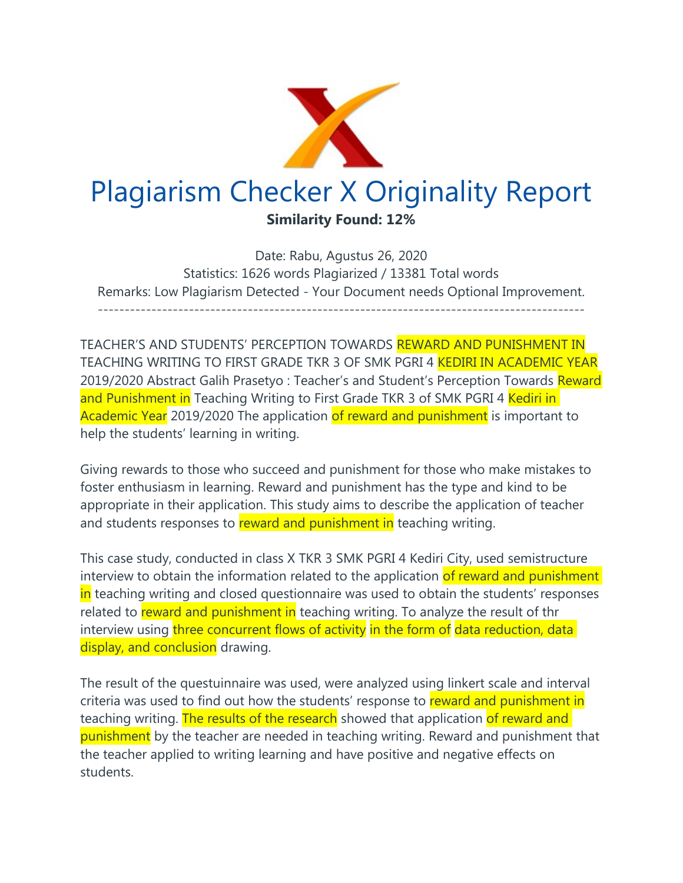# Plagiarism Checker X Originality Report

**Similarity Found: 12%**

Date: Rabu, Agustus 26, 2020
Statistics: 1626 words Plagiarized / 13381 Total words
Remarks: Low Plagiarism Detected - Your Document needs Optional Improvement.

-------------------------------------------------------------------------------------------

TEACHER'S AND STUDENTS' PERCEPTION TOWARDS REWARD AND PUNISHMENT IN TEACHING WRITING TO FIRST GRADE TKR 3 OF SMK PGRI 4 KEDIRI IN ACADEMIC YEAR 2019/2020 Abstract Galih Prasetyo : Teacher's and Student's Perception Towards Reward and Punishment in Teaching Writing to First Grade TKR 3 of SMK PGRI 4 Kediri in Academic Year 2019/2020 The application of reward and punishment is important to help the students' learning in writing.

Giving rewards to those who succeed and punishment for those who make mistakes to foster enthusiasm in learning. Reward and punishment has the type and kind to be appropriate in their application. This study aims to describe the application of teacher and students responses to reward and punishment in teaching writing.

This case study, conducted in class X TKR 3 SMK PGRI 4 Kediri City, used semistructure interview to obtain the information related to the application of reward and punishment in teaching writing and closed questionnaire was used to obtain the students' responses related to reward and punishment in teaching writing. To analyze the result of thr interview using three concurrent flows of activity in the form of data reduction, data display, and conclusion drawing.

The result of the questuinnaire was used, were analyzed using linkert scale and interval criteria was used to find out how the students' response to reward and punishment in teaching writing. The results of the research showed that application of reward and punishment by the teacher are needed in teaching writing. Reward and punishment that the teacher applied to writing learning and have positive and negative effects on students.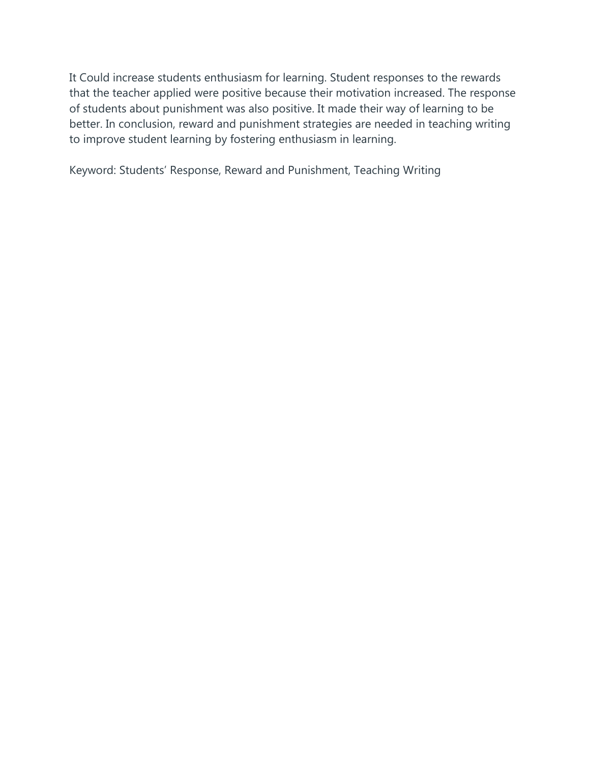It Could increase students enthusiasm for learning. Student responses to the rewards that the teacher applied were positive because their motivation increased. The response of students about punishment was also positive. It made their way of learning to be better. In conclusion, reward and punishment strategies are needed in teaching writing to improve student learning by fostering enthusiasm in learning.

Keyword: Students' Response, Reward and Punishment, Teaching Writing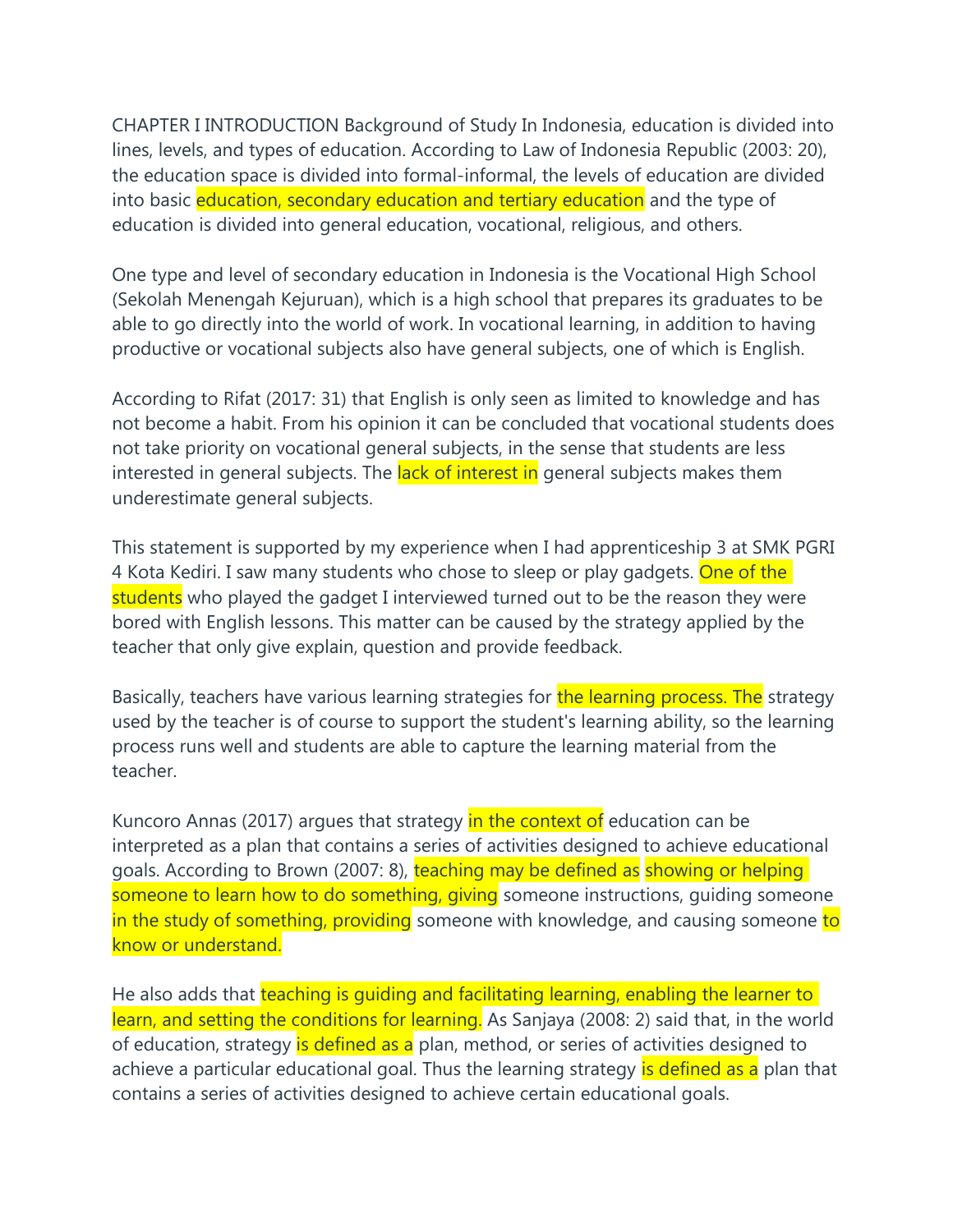CHAPTER I INTRODUCTION Background of Study In Indonesia, education is divided into lines, levels, and types of education. According to Law of Indonesia Republic (2003: 20), the education space is divided into formal-informal, the levels of education are divided into basic education, secondary education and tertiary education and the type of education is divided into general education, vocational, religious, and others.

One type and level of secondary education in Indonesia is the Vocational High School (Sekolah Menengah Kejuruan), which is a high school that prepares its graduates to be able to go directly into the world of work. In vocational learning, in addition to having productive or vocational subjects also have general subjects, one of which is English.

According to Rifat (2017: 31) that English is only seen as limited to knowledge and has not become a habit. From his opinion it can be concluded that vocational students does not take priority on vocational general subjects, in the sense that students are less interested in general subjects. The lack of interest in general subjects makes them underestimate general subjects.

This statement is supported by my experience when I had apprenticeship 3 at SMK PGRI 4 Kota Kediri. I saw many students who chose to sleep or play gadgets. One of the students who played the gadget I interviewed turned out to be the reason they were bored with English lessons. This matter can be caused by the strategy applied by the teacher that only give explain, question and provide feedback.

Basically, teachers have various learning strategies for the learning process. The strategy used by the teacher is of course to support the student's learning ability, so the learning process runs well and students are able to capture the learning material from the teacher.

Kuncoro Annas (2017) argues that strategy in the context of education can be interpreted as a plan that contains a series of activities designed to achieve educational goals. According to Brown (2007: 8), teaching may be defined as showing or helping someone to learn how to do something, giving someone instructions, guiding someone in the study of something, providing someone with knowledge, and causing someone to know or understand.

He also adds that teaching is guiding and facilitating learning, enabling the learner to learn, and setting the conditions for learning. As Sanjaya (2008: 2) said, in the world of education, strategy is defined as a plan, method, or series of activities designed to achieve a particular educational goal. Thus the learning strategy is defined as a plan that contains a series of activities designed to achieve certain educational goals.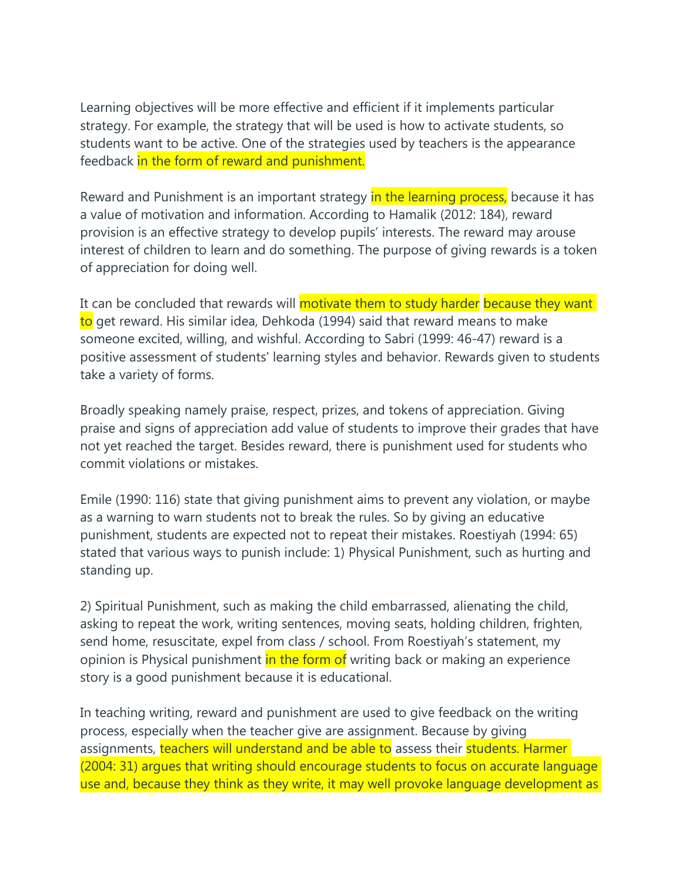Learning objectives will be more effective and efficient if it implements particular strategy. For example, the strategy that will be used is how to activate students, so students want to be active. One of the strategies used by teachers is the appearance feedback in the form of reward and punishment.

Reward and Punishment is an important strategy in the learning process, because it has a value of motivation and information. According to Hamalik (2012: 184), reward provision is an effective strategy to develop pupils' interests. The reward may arouse interest of children to learn and do something. The purpose of giving rewards is a token of appreciation for doing well.

It can be concluded that rewards will motivate them to study harder because they want to get reward. His similar idea, Dehkoda (1994) said that reward means to make someone excited, willing, and wishful. According to Sabri (1999: 46-47) reward is a positive assessment of students' learning styles and behavior. Rewards given to students take a variety of forms.

Broadly speaking namely praise, respect, prizes, and tokens of appreciation. Giving praise and signs of appreciation add value of students to improve their grades that have not yet reached the target. Besides reward, there is punishment used for students who commit violations or mistakes.

Emile (1990: 116) state that giving punishment aims to prevent any violation, or maybe as a warning to warn students not to break the rules. So by giving an educative punishment, students are expected not to repeat their mistakes. Roestiyah (1994: 65) stated that various ways to punish include: 1) Physical Punishment, such as hurting and standing up.

2) Spiritual Punishment, such as making the child embarrassed, alienating the child, asking to repeat the work, writing sentences, moving seats, holding children, frighten, send home, resuscitate, expel from class / school. From Roestiyah's statement, my opinion is Physical punishment in the form of writing back or making an experience story is a good punishment because it is educational.

In teaching writing, reward and punishment are used to give feedback on the writing process, especially when the teacher give are assignment. Because by giving assignments, teachers will understand and be able to assess their students. Harmer (2004: 31) argues that writing should encourage students to focus on accurate language use and, because they think as they write, it may well provoke language development as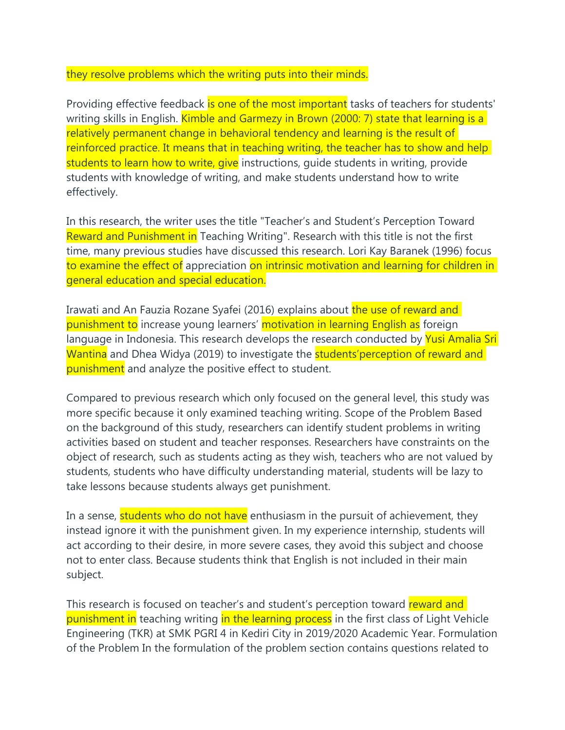they resolve problems which the writing puts into their minds.

Providing effective feedback is one of the most important tasks of teachers for students' writing skills in English. Kimble and Garmezy in Brown (2000: 7) state that learning is a relatively permanent change in behavioral tendency and learning is the result of reinforced practice. It means that in teaching writing, the teacher has to show and help students to learn how to write, give instructions, guide students in writing, provide students with knowledge of writing, and make students understand how to write effectively.

In this research, the writer uses the title "Teacher’s and Student’s Perception Toward Reward and Punishment in Teaching Writing". Research with this title is not the first time, many previous studies have discussed this research. Lori Kay Baranek (1996) focus to examine the effect of appreciation on intrinsic motivation and learning for children in general education and special education.

Irawati and An Fauzia Rozane Syafei (2016) explains about the use of reward and punishment to increase young learners’ motivation in learning English as foreign language in Indonesia. This research develops the research conducted by Yusi Amalia Sri Wantina and Dhea Widya (2019) to investigate the students’perception of reward and punishment and analyze the positive effect to student.

Compared to previous research which only focused on the general level, this study was more specific because it only examined teaching writing. Scope of the Problem Based on the background of this study, researchers can identify student problems in writing activities based on student and teacher responses. Researchers have constraints on the object of research, such as students acting as they wish, teachers who are not valued by students, students who have difficulty understanding material, students will be lazy to take lessons because students always get punishment.

In a sense, students who do not have enthusiasm in the pursuit of achievement, they instead ignore it with the punishment given. In my experience internship, students will act according to their desire, in more severe cases, they avoid this subject and choose not to enter class. Because students think that English is not included in their main subject.

This research is focused on teacher’s and student’s perception toward reward and punishment in teaching writing in the learning process in the first class of Light Vehicle Engineering (TKR) at SMK PGRI 4 in Kediri City in 2019/2020 Academic Year. Formulation of the Problem In the formulation of the problem section contains questions related to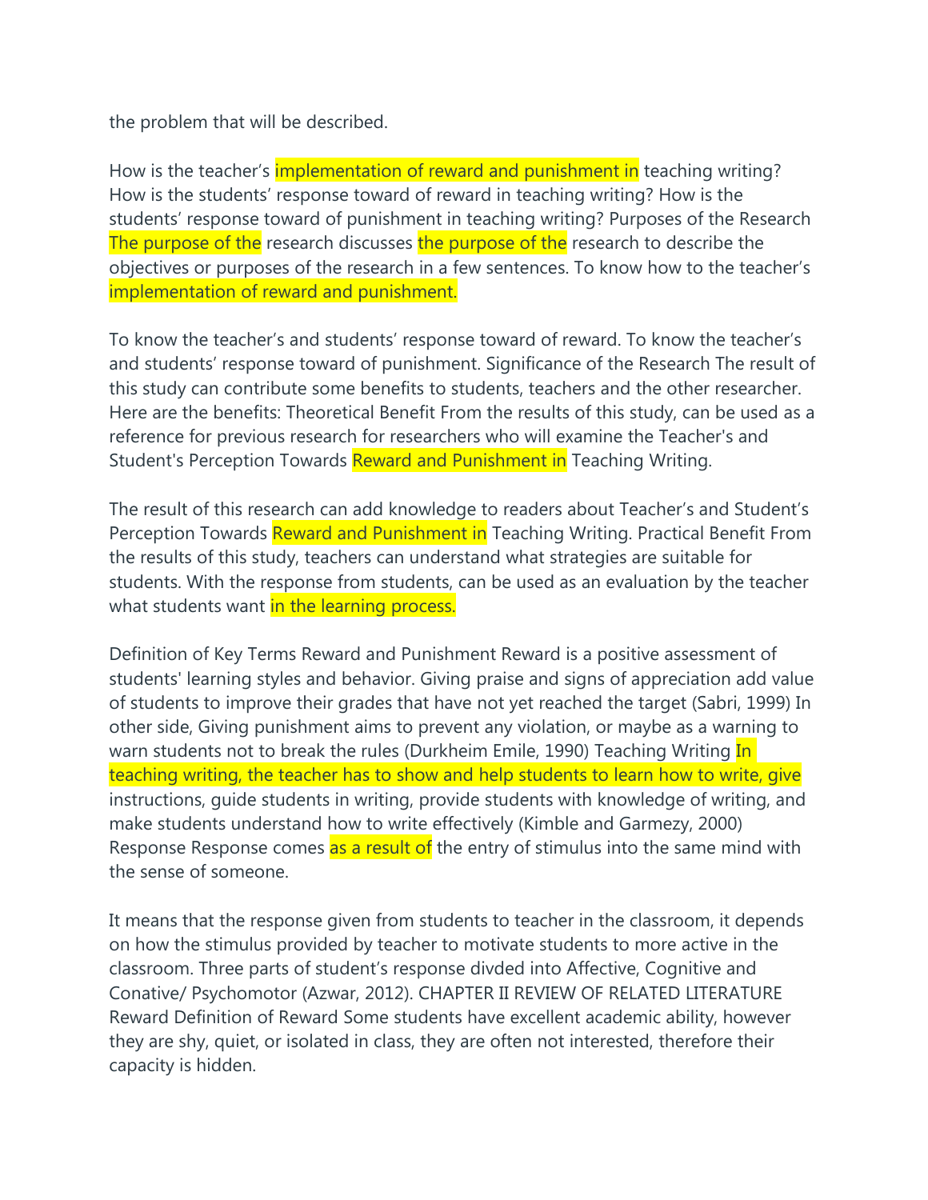the problem that will be described.

How is the teacher's implementation of reward and punishment in teaching writing? How is the students' response toward of reward in teaching writing? How is the students' response toward of punishment in teaching writing? Purposes of the Research The purpose of the research discusses the purpose of the research to describe the objectives or purposes of the research in a few sentences. To know how to the teacher's implementation of reward and punishment.

To know the teacher's and students' response toward of reward. To know the teacher's and students' response toward of punishment. Significance of the Research The result of this study can contribute some benefits to students, teachers and the other researcher. Here are the benefits: Theoretical Benefit From the results of this study, can be used as a reference for previous research for researchers who will examine the Teacher's and Student's Perception Towards Reward and Punishment in Teaching Writing.

The result of this research can add knowledge to readers about Teacher's and Student's Perception Towards Reward and Punishment in Teaching Writing. Practical Benefit From the results of this study, teachers can understand what strategies are suitable for students. With the response from students, can be used as an evaluation by the teacher what students want in the learning process.

Definition of Key Terms Reward and Punishment Reward is a positive assessment of students' learning styles and behavior. Giving praise and signs of appreciation add value of students to improve their grades that have not yet reached the target (Sabri, 1999) In other side, Giving punishment aims to prevent any violation, or maybe as a warning to warn students not to break the rules (Durkheim Emile, 1990) Teaching Writing In teaching writing, the teacher has to show and help students to learn how to write, give instructions, guide students in writing, provide students with knowledge of writing, and make students understand how to write effectively (Kimble and Garmezy, 2000) Response Response comes as a result of the entry of stimulus into the same mind with the sense of someone.

It means that the response given from students to teacher in the classroom, it depends on how the stimulus provided by teacher to motivate students to more active in the classroom. Three parts of student's response divded into Affective, Cognitive and Conative/ Psychomotor (Azwar, 2012). CHAPTER II REVIEW OF RELATED LITERATURE Reward Definition of Reward Some students have excellent academic ability, however they are shy, quiet, or isolated in class, they are often not interested, therefore their capacity is hidden.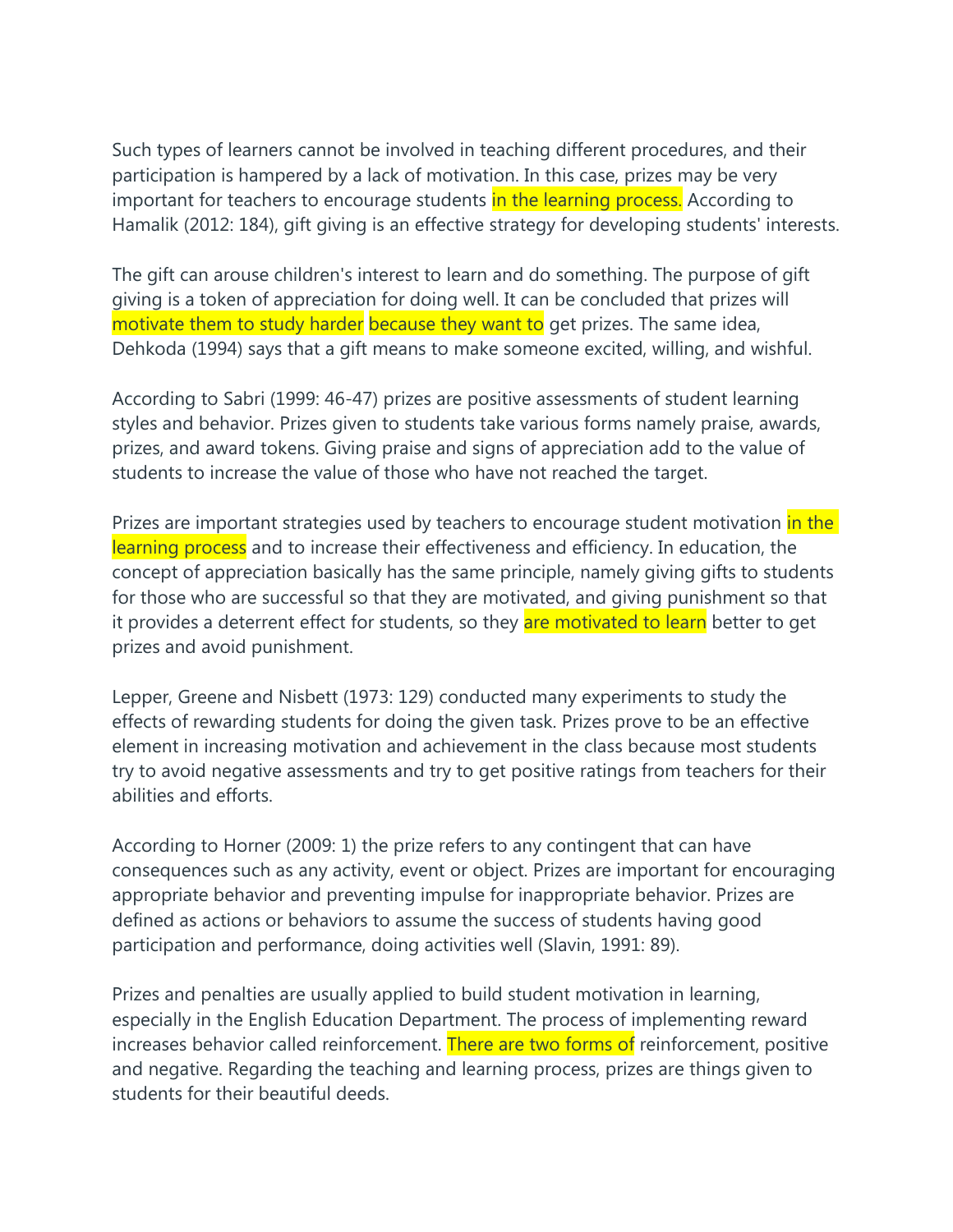Such types of learners cannot be involved in teaching different procedures, and their participation is hampered by a lack of motivation. In this case, prizes may be very important for teachers to encourage students in the learning process. According to Hamalik (2012: 184), gift giving is an effective strategy for developing students' interests.

The gift can arouse children's interest to learn and do something. The purpose of gift giving is a token of appreciation for doing well. It can be concluded that prizes will motivate them to study harder because they want to get prizes. The same idea, Dehkoda (1994) says that a gift means to make someone excited, willing, and wishful.

According to Sabri (1999: 46-47) prizes are positive assessments of student learning styles and behavior. Prizes given to students take various forms namely praise, awards, prizes, and award tokens. Giving praise and signs of appreciation add to the value of students to increase the value of those who have not reached the target.

Prizes are important strategies used by teachers to encourage student motivation in the learning process and to increase their effectiveness and efficiency. In education, the concept of appreciation basically has the same principle, namely giving gifts to students for those who are successful so that they are motivated, and giving punishment so that it provides a deterrent effect for students, so they are motivated to learn better to get prizes and avoid punishment.

Lepper, Greene and Nisbett (1973: 129) conducted many experiments to study the effects of rewarding students for doing the given task. Prizes prove to be an effective element in increasing motivation and achievement in the class because most students try to avoid negative assessments and try to get positive ratings from teachers for their abilities and efforts.

According to Horner (2009: 1) the prize refers to any contingent that can have consequences such as any activity, event or object. Prizes are important for encouraging appropriate behavior and preventing impulse for inappropriate behavior. Prizes are defined as actions or behaviors to assume the success of students having good participation and performance, doing activities well (Slavin, 1991: 89).

Prizes and penalties are usually applied to build student motivation in learning, especially in the English Education Department. The process of implementing reward increases behavior called reinforcement. There are two forms of reinforcement, positive and negative. Regarding the teaching and learning process, prizes are things given to students for their beautiful deeds.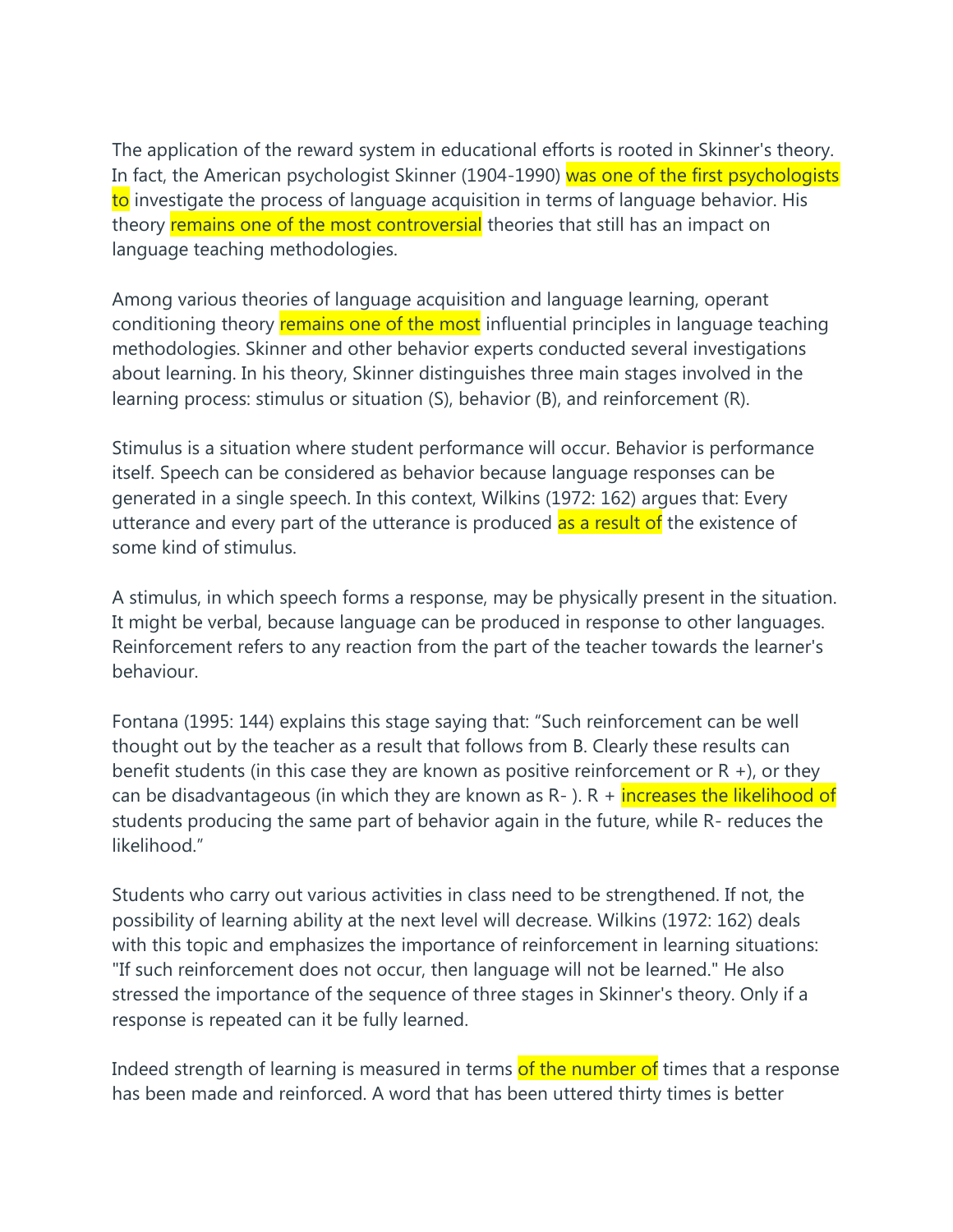The application of the reward system in educational efforts is rooted in Skinner's theory. In fact, the American psychologist Skinner (1904-1990) was one of the first psychologists to investigate the process of language acquisition in terms of language behavior. His theory remains one of the most controversial theories that still has an impact on language teaching methodologies.

Among various theories of language acquisition and language learning, operant conditioning theory remains one of the most influential principles in language teaching methodologies. Skinner and other behavior experts conducted several investigations about learning. In his theory, Skinner distinguishes three main stages involved in the learning process: stimulus or situation (S), behavior (B), and reinforcement (R).

Stimulus is a situation where student performance will occur. Behavior is performance itself. Speech can be considered as behavior because language responses can be generated in a single speech. In this context, Wilkins (1972: 162) argues that: Every utterance and every part of the utterance is produced as a result of the existence of some kind of stimulus.

A stimulus, in which speech forms a response, may be physically present in the situation. It might be verbal, because language can be produced in response to other languages. Reinforcement refers to any reaction from the part of the teacher towards the learner's behaviour.

Fontana (1995: 144) explains this stage saying that: "Such reinforcement can be well thought out by the teacher as a result that follows from B. Clearly these results can benefit students (in this case they are known as positive reinforcement or R +), or they can be disadvantageous (in which they are known as R- ). R + increases the likelihood of students producing the same part of behavior again in the future, while R- reduces the likelihood."

Students who carry out various activities in class need to be strengthened. If not, the possibility of learning ability at the next level will decrease. Wilkins (1972: 162) deals with this topic and emphasizes the importance of reinforcement in learning situations: "If such reinforcement does not occur, then language will not be learned." He also stressed the importance of the sequence of three stages in Skinner's theory. Only if a response is repeated can it be fully learned.

Indeed strength of learning is measured in terms of the number of times that a response has been made and reinforced. A word that has been uttered thirty times is better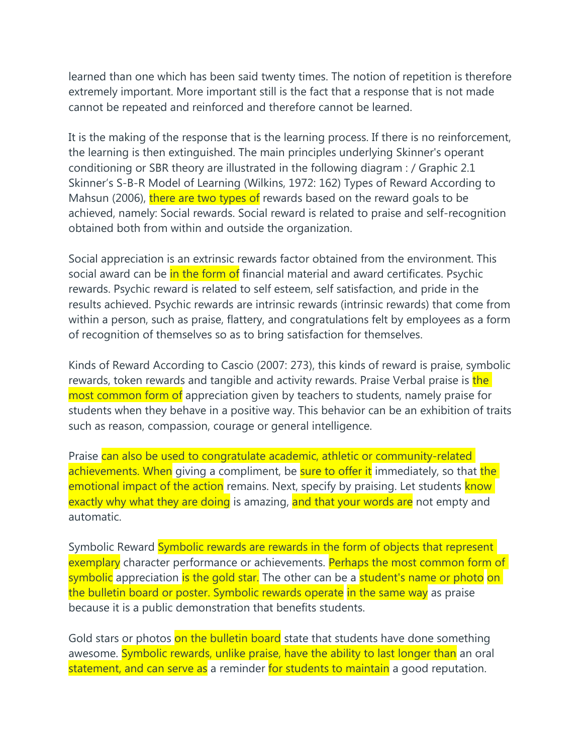learned than one which has been said twenty times. The notion of repetition is therefore extremely important. More important still is the fact that a response that is not made cannot be repeated and reinforced and therefore cannot be learned.

It is the making of the response that is the learning process. If there is no reinforcement, the learning is then extinguished. The main principles underlying Skinner's operant conditioning or SBR theory are illustrated in the following diagram : / Graphic 2.1 Skinner's S-B-R Model of Learning (Wilkins, 1972: 162) Types of Reward According to Mahsun (2006), there are two types of rewards based on the reward goals to be achieved, namely: Social rewards. Social reward is related to praise and self-recognition obtained both from within and outside the organization.

Social appreciation is an extrinsic rewards factor obtained from the environment. This social award can be in the form of financial material and award certificates. Psychic rewards. Psychic reward is related to self esteem, self satisfaction, and pride in the results achieved. Psychic rewards are intrinsic rewards (intrinsic rewards) that come from within a person, such as praise, flattery, and congratulations felt by employees as a form of recognition of themselves so as to bring satisfaction for themselves.

Kinds of Reward According to Cascio (2007: 273), this kinds of reward is praise, symbolic rewards, token rewards and tangible and activity rewards. Praise Verbal praise is the most common form of appreciation given by teachers to students, namely praise for students when they behave in a positive way. This behavior can be an exhibition of traits such as reason, compassion, courage or general intelligence.

Praise can also be used to congratulate academic, athletic or community-related achievements. When giving a compliment, be sure to offer it immediately, so that the emotional impact of the action remains. Next, specify by praising. Let students know exactly why what they are doing is amazing, and that your words are not empty and automatic.

Symbolic Reward Symbolic rewards are rewards in the form of objects that represent exemplary character performance or achievements. Perhaps the most common form of symbolic appreciation is the gold star. The other can be a student's name or photo on the bulletin board or poster. Symbolic rewards operate in the same way as praise because it is a public demonstration that benefits students.

Gold stars or photos on the bulletin board state that students have done something awesome. Symbolic rewards, unlike praise, have the ability to last longer than an oral statement, and can serve as a reminder for students to maintain a good reputation.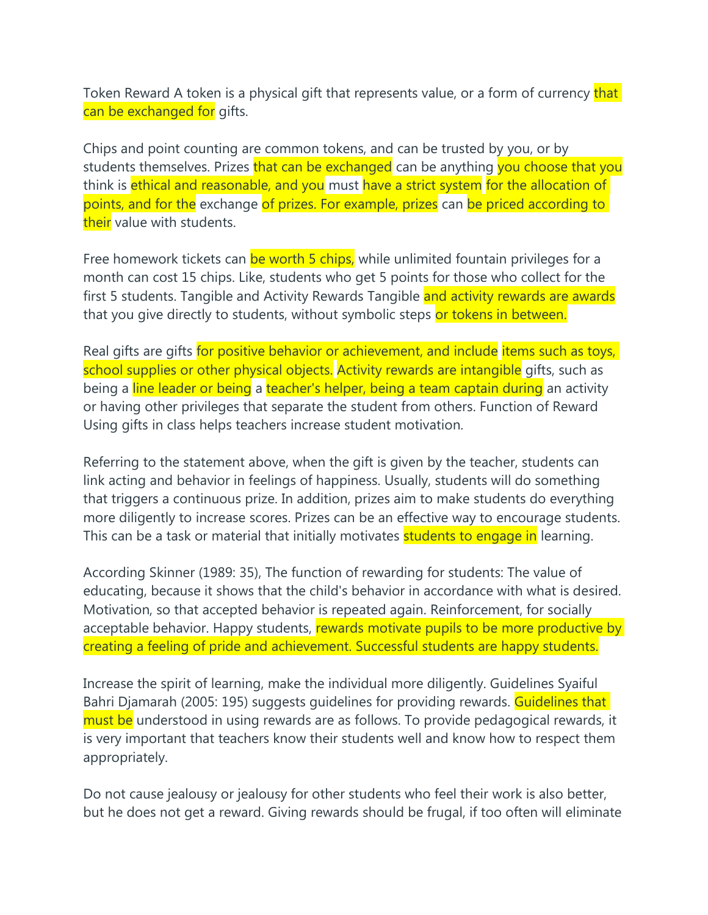Token Reward A token is a physical gift that represents value, or a form of currency that can be exchanged for gifts.

Chips and point counting are common tokens, and can be trusted by you, or by students themselves. Prizes that can be exchanged can be anything you choose that you think is ethical and reasonable, and you must have a strict system for the allocation of points, and for the exchange of prizes. For example, prizes can be priced according to their value with students.

Free homework tickets can be worth 5 chips, while unlimited fountain privileges for a month can cost 15 chips. Like, students who get 5 points for those who collect for the first 5 students. Tangible and Activity Rewards Tangible and activity rewards are awards that you give directly to students, without symbolic steps or tokens in between.

Real gifts are gifts for positive behavior or achievement, and include items such as toys, school supplies or other physical objects. Activity rewards are intangible gifts, such as being a line leader or being a teacher's helper, being a team captain during an activity or having other privileges that separate the student from others. Function of Reward Using gifts in class helps teachers increase student motivation.

Referring to the statement above, when the gift is given by the teacher, students can link acting and behavior in feelings of happiness. Usually, students will do something that triggers a continuous prize. In addition, prizes aim to make students do everything more diligently to increase scores. Prizes can be an effective way to encourage students. This can be a task or material that initially motivates students to engage in learning.

According Skinner (1989: 35), The function of rewarding for students: The value of educating, because it shows that the child's behavior in accordance with what is desired. Motivation, so that accepted behavior is repeated again. Reinforcement, for socially acceptable behavior. Happy students, rewards motivate pupils to be more productive by creating a feeling of pride and achievement. Successful students are happy students.

Increase the spirit of learning, make the individual more diligently. Guidelines Syaiful Bahri Djamarah (2005: 195) suggests guidelines for providing rewards. Guidelines that must be understood in using rewards are as follows. To provide pedagogical rewards, it is very important that teachers know their students well and know how to respect them appropriately.

Do not cause jealousy or jealousy for other students who feel their work is also better, but he does not get a reward. Giving rewards should be frugal, if too often will eliminate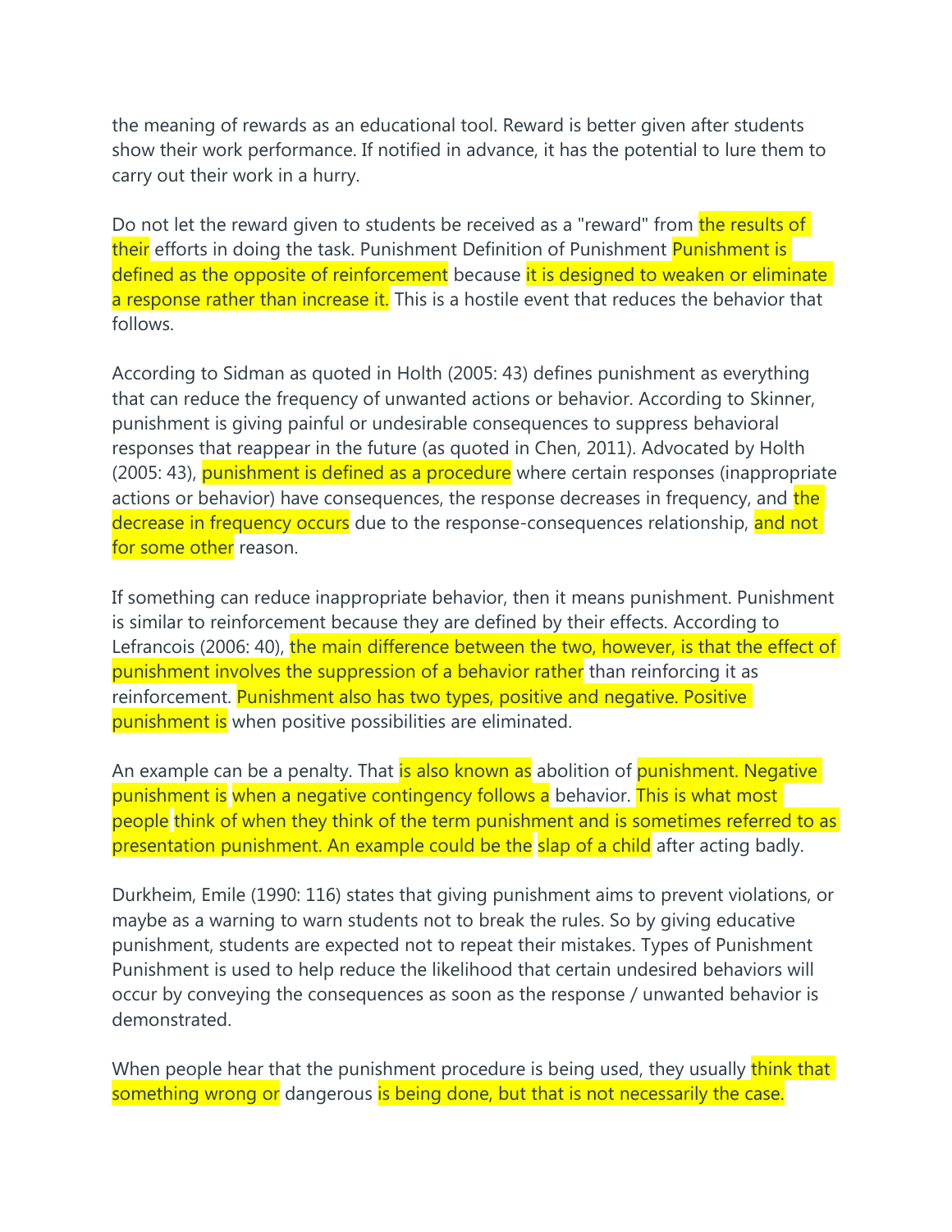the meaning of rewards as an educational tool. Reward is better given after students show their work performance. If notified in advance, it has the potential to lure them to carry out their work in a hurry.

Do not let the reward given to students be received as a "reward" from the results of their efforts in doing the task. Punishment Definition of Punishment Punishment is defined as the opposite of reinforcement because it is designed to weaken or eliminate a response rather than increase it. This is a hostile event that reduces the behavior that follows.

According to Sidman as quoted in Holth (2005: 43) defines punishment as everything that can reduce the frequency of unwanted actions or behavior. According to Skinner, punishment is giving painful or undesirable consequences to suppress behavioral responses that reappear in the future (as quoted in Chen, 2011). Advocated by Holth (2005: 43), punishment is defined as a procedure where certain responses (inappropriate actions or behavior) have consequences, the response decreases in frequency, and the decrease in frequency occurs due to the response-consequences relationship, and not for some other reason.

If something can reduce inappropriate behavior, then it means punishment. Punishment is similar to reinforcement because they are defined by their effects. According to Lefrancois (2006: 40), the main difference between the two, however, is that the effect of punishment involves the suppression of a behavior rather than reinforcing it as reinforcement. Punishment also has two types, positive and negative. Positive punishment is when positive possibilities are eliminated.

An example can be a penalty. That is also known as abolition of punishment. Negative punishment is when a negative contingency follows a behavior. This is what most people think of when they think of the term punishment and is sometimes referred to as presentation punishment. An example could be the slap of a child after acting badly.

Durkheim, Emile (1990: 116) states that giving punishment aims to prevent violations, or maybe as a warning to warn students not to break the rules. So by giving educative punishment, students are expected not to repeat their mistakes. Types of Punishment Punishment is used to help reduce the likelihood that certain undesired behaviors will occur by conveying the consequences as soon as the response / unwanted behavior is demonstrated.

When people hear that the punishment procedure is being used, they usually think that something wrong or dangerous is being done, but that is not necessarily the case.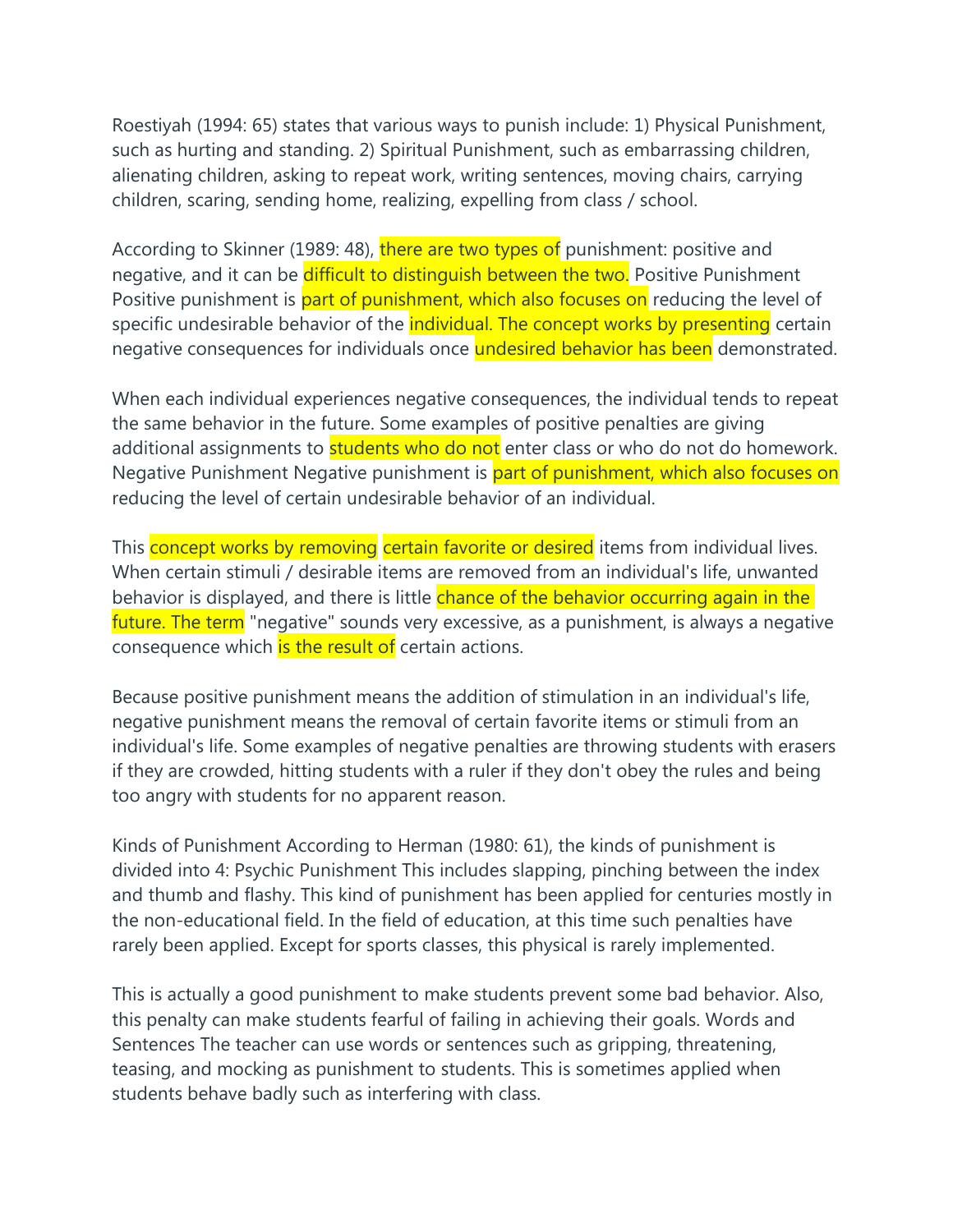Roestiyah (1994: 65) states that various ways to punish include: 1) Physical Punishment, such as hurting and standing. 2) Spiritual Punishment, such as embarrassing children, alienating children, asking to repeat work, writing sentences, moving chairs, carrying children, scaring, sending home, realizing, expelling from class / school.

According to Skinner (1989: 48), there are two types of punishment: positive and negative, and it can be difficult to distinguish between the two. Positive Punishment Positive punishment is part of punishment, which also focuses on reducing the level of specific undesirable behavior of the individual. The concept works by presenting certain negative consequences for individuals once undesired behavior has been demonstrated.

When each individual experiences negative consequences, the individual tends to repeat the same behavior in the future. Some examples of positive penalties are giving additional assignments to students who do not enter class or who do not do homework. Negative Punishment Negative punishment is part of punishment, which also focuses on reducing the level of certain undesirable behavior of an individual.

This concept works by removing certain favorite or desired items from individual lives. When certain stimuli / desirable items are removed from an individual's life, unwanted behavior is displayed, and there is little chance of the behavior occurring again in the future. The term "negative" sounds very excessive, as a punishment, is always a negative consequence which is the result of certain actions.

Because positive punishment means the addition of stimulation in an individual's life, negative punishment means the removal of certain favorite items or stimuli from an individual's life. Some examples of negative penalties are throwing students with erasers if they are crowded, hitting students with a ruler if they don't obey the rules and being too angry with students for no apparent reason.

Kinds of Punishment According to Herman (1980: 61), the kinds of punishment is divided into 4: Psychic Punishment This includes slapping, pinching between the index and thumb and flashy. This kind of punishment has been applied for centuries mostly in the non-educational field. In the field of education, at this time such penalties have rarely been applied. Except for sports classes, this physical is rarely implemented.

This is actually a good punishment to make students prevent some bad behavior. Also, this penalty can make students fearful of failing in achieving their goals. Words and Sentences The teacher can use words or sentences such as gripping, threatening, teasing, and mocking as punishment to students. This is sometimes applied when students behave badly such as interfering with class.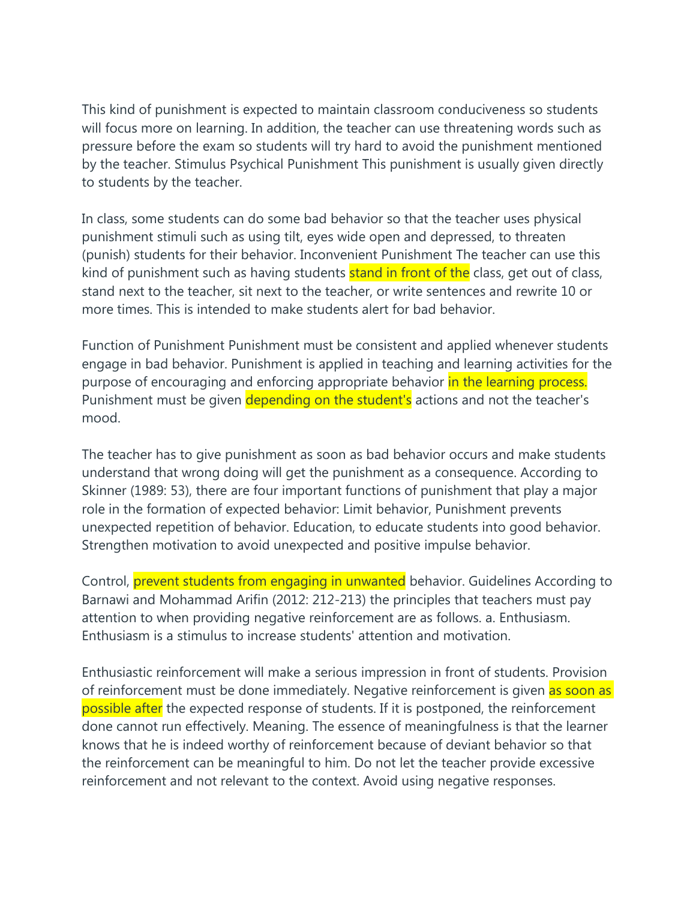This kind of punishment is expected to maintain classroom conduciveness so students will focus more on learning. In addition, the teacher can use threatening words such as pressure before the exam so students will try hard to avoid the punishment mentioned by the teacher. Stimulus Psychical Punishment This punishment is usually given directly to students by the teacher.

In class, some students can do some bad behavior so that the teacher uses physical punishment stimuli such as using tilt, eyes wide open and depressed, to threaten (punish) students for their behavior. Inconvenient Punishment The teacher can use this kind of punishment such as having students stand in front of the class, get out of class, stand next to the teacher, sit next to the teacher, or write sentences and rewrite 10 or more times. This is intended to make students alert for bad behavior.

Function of Punishment Punishment must be consistent and applied whenever students engage in bad behavior. Punishment is applied in teaching and learning activities for the purpose of encouraging and enforcing appropriate behavior in the learning process. Punishment must be given depending on the student's actions and not the teacher's mood.

The teacher has to give punishment as soon as bad behavior occurs and make students understand that wrong doing will get the punishment as a consequence. According to Skinner (1989: 53), there are four important functions of punishment that play a major role in the formation of expected behavior: Limit behavior, Punishment prevents unexpected repetition of behavior. Education, to educate students into good behavior. Strengthen motivation to avoid unexpected and positive impulse behavior.

Control, prevent students from engaging in unwanted behavior. Guidelines According to Barnawi and Mohammad Arifin (2012: 212-213) the principles that teachers must pay attention to when providing negative reinforcement are as follows. a. Enthusiasm. Enthusiasm is a stimulus to increase students' attention and motivation.

Enthusiastic reinforcement will make a serious impression in front of students. Provision of reinforcement must be done immediately. Negative reinforcement is given as soon as possible after the expected response of students. If it is postponed, the reinforcement done cannot run effectively. Meaning. The essence of meaningfulness is that the learner knows that he is indeed worthy of reinforcement because of deviant behavior so that the reinforcement can be meaningful to him. Do not let the teacher provide excessive reinforcement and not relevant to the context. Avoid using negative responses.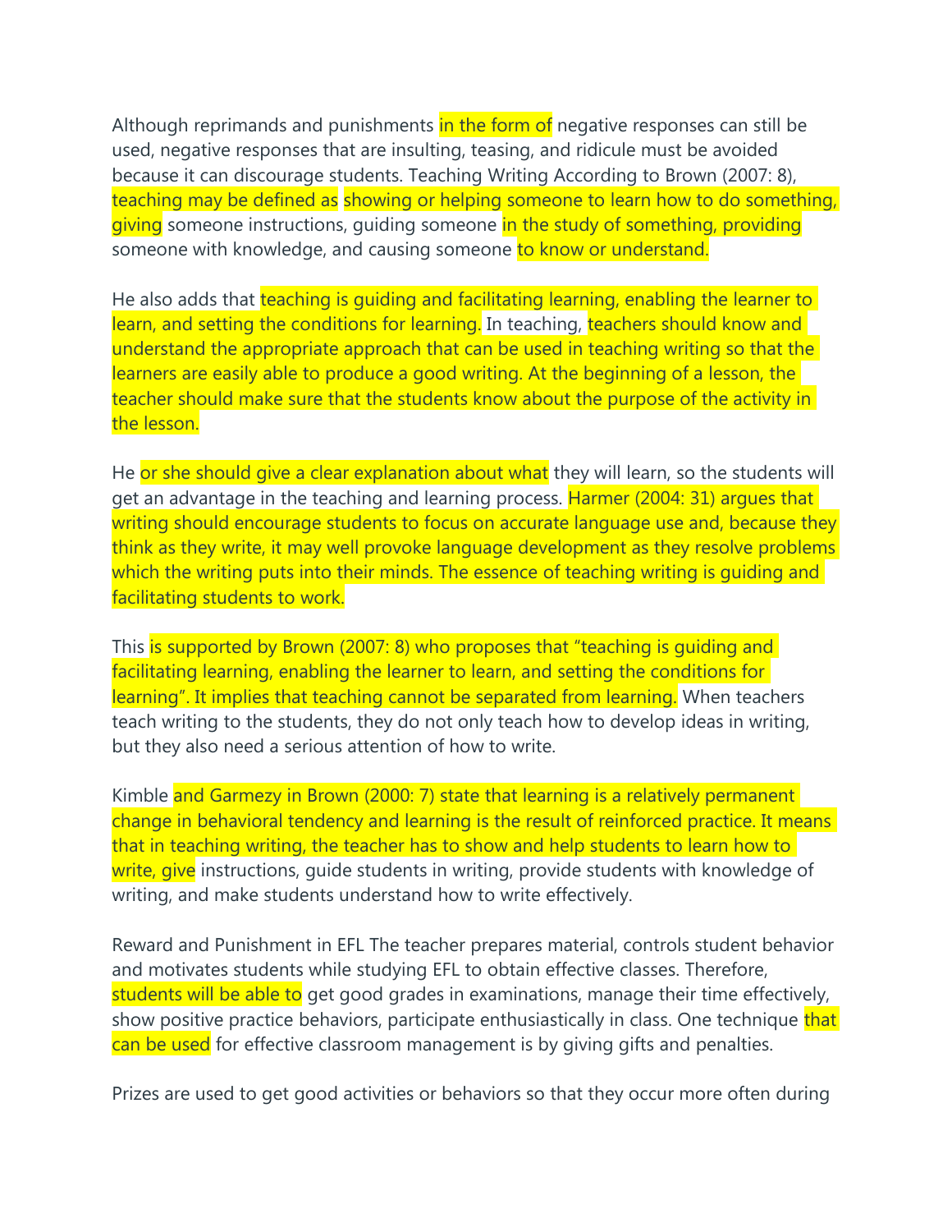Although reprimands and punishments in the form of negative responses can still be used, negative responses that are insulting, teasing, and ridicule must be avoided because it can discourage students. Teaching Writing According to Brown (2007: 8), teaching may be defined as showing or helping someone to learn how to do something, giving someone instructions, guiding someone in the study of something, providing someone with knowledge, and causing someone to know or understand.

He also adds that teaching is guiding and facilitating learning, enabling the learner to learn, and setting the conditions for learning. In teaching, teachers should know and understand the appropriate approach that can be used in teaching writing so that the learners are easily able to produce a good writing. At the beginning of a lesson, the teacher should make sure that the students know about the purpose of the activity in the lesson.

He or she should give a clear explanation about what they will learn, so the students will get an advantage in the teaching and learning process. Harmer (2004: 31) argues that writing should encourage students to focus on accurate language use and, because they think as they write, it may well provoke language development as they resolve problems which the writing puts into their minds. The essence of teaching writing is guiding and facilitating students to work.

This is supported by Brown (2007: 8) who proposes that "teaching is guiding and facilitating learning, enabling the learner to learn, and setting the conditions for learning". It implies that teaching cannot be separated from learning. When teachers teach writing to the students, they do not only teach how to develop ideas in writing, but they also need a serious attention of how to write.

Kimble and Garmezy in Brown (2000: 7) state that learning is a relatively permanent change in behavioral tendency and learning is the result of reinforced practice. It means that in teaching writing, the teacher has to show and help students to learn how to write, give instructions, guide students in writing, provide students with knowledge of writing, and make students understand how to write effectively.

Reward and Punishment in EFL The teacher prepares material, controls student behavior and motivates students while studying EFL to obtain effective classes. Therefore, students will be able to get good grades in examinations, manage their time effectively, show positive practice behaviors, participate enthusiastically in class. One technique that can be used for effective classroom management is by giving gifts and penalties.

Prizes are used to get good activities or behaviors so that they occur more often during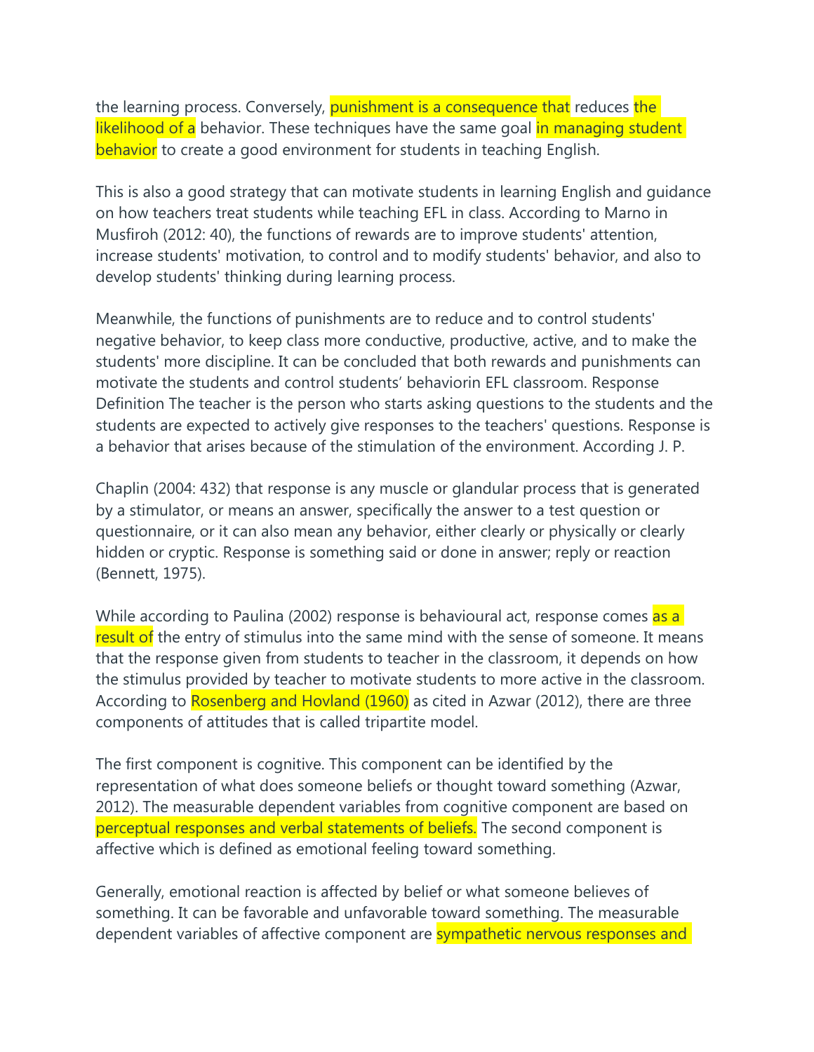the learning process. Conversely, punishment is a consequence that reduces the likelihood of a behavior. These techniques have the same goal in managing student behavior to create a good environment for students in teaching English.

This is also a good strategy that can motivate students in learning English and guidance on how teachers treat students while teaching EFL in class. According to Marno in Musfiroh (2012: 40), the functions of rewards are to improve students' attention, increase students' motivation, to control and to modify students' behavior, and also to develop students' thinking during learning process.

Meanwhile, the functions of punishments are to reduce and to control students' negative behavior, to keep class more conductive, productive, active, and to make the students' more discipline. It can be concluded that both rewards and punishments can motivate the students and control students' behaviorin EFL classroom. Response Definition The teacher is the person who starts asking questions to the students and the students are expected to actively give responses to the teachers' questions. Response is a behavior that arises because of the stimulation of the environment. According J. P.

Chaplin (2004: 432) that response is any muscle or glandular process that is generated by a stimulator, or means an answer, specifically the answer to a test question or questionnaire, or it can also mean any behavior, either clearly or physically or clearly hidden or cryptic. Response is something said or done in answer; reply or reaction (Bennett, 1975).

While according to Paulina (2002) response is behavioural act, response comes as a result of the entry of stimulus into the same mind with the sense of someone. It means that the response given from students to teacher in the classroom, it depends on how the stimulus provided by teacher to motivate students to more active in the classroom. According to Rosenberg and Hovland (1960) as cited in Azwar (2012), there are three components of attitudes that is called tripartite model.

The first component is cognitive. This component can be identified by the representation of what does someone beliefs or thought toward something (Azwar, 2012). The measurable dependent variables from cognitive component are based on perceptual responses and verbal statements of beliefs. The second component is affective which is defined as emotional feeling toward something.

Generally, emotional reaction is affected by belief or what someone believes of something. It can be favorable and unfavorable toward something. The measurable dependent variables of affective component are sympathetic nervous responses and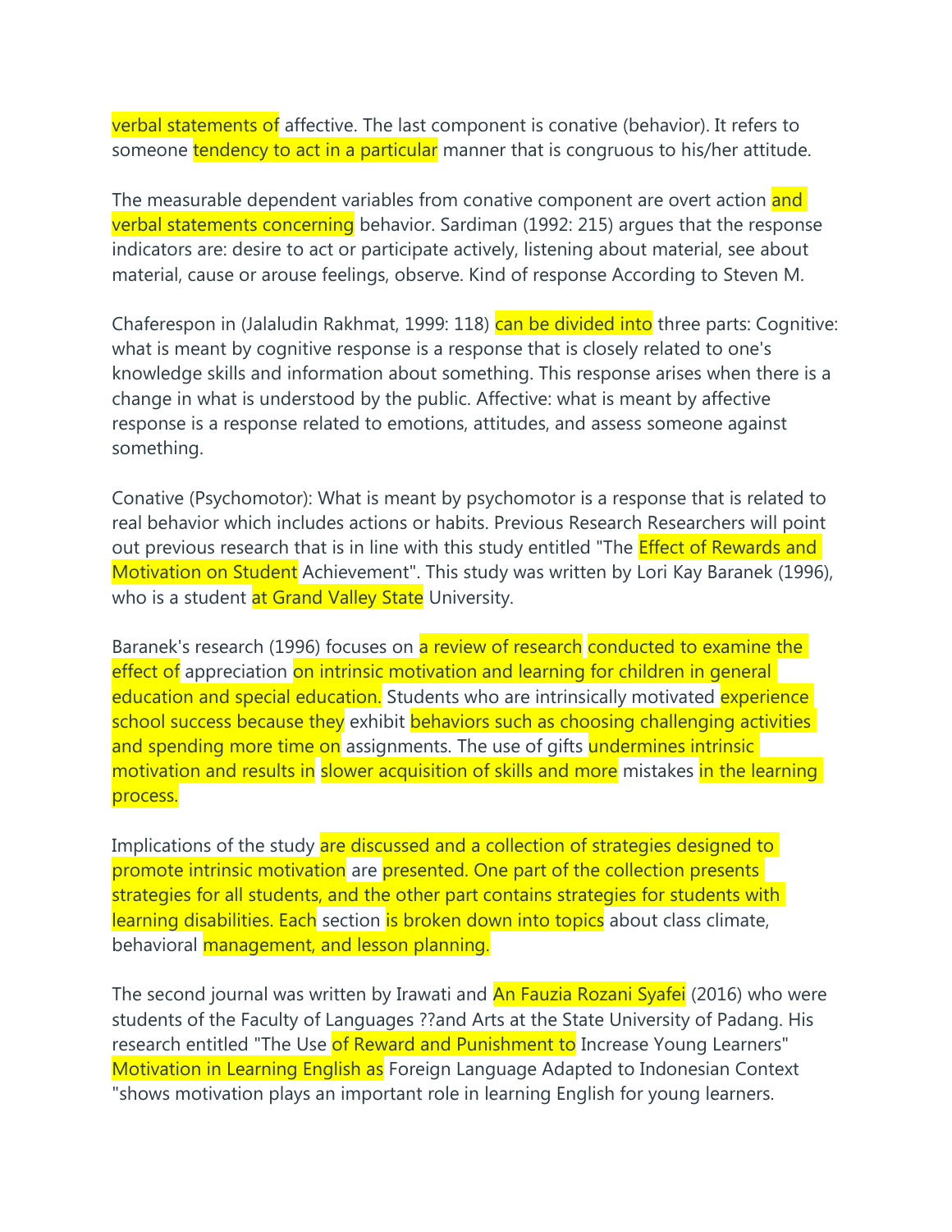verbal statements of affective. The last component is conative (behavior). It refers to someone tendency to act in a particular manner that is congruous to his/her attitude.

The measurable dependent variables from conative component are overt action and verbal statements concerning behavior. Sardiman (1992: 215) argues that the response indicators are: desire to act or participate actively, listening about material, see about material, cause or arouse feelings, observe. Kind of response According to Steven M.

Chaferespon in (Jalaludin Rakhmat, 1999: 118) can be divided into three parts: Cognitive: what is meant by cognitive response is a response that is closely related to one's knowledge skills and information about something. This response arises when there is a change in what is understood by the public. Affective: what is meant by affective response is a response related to emotions, attitudes, and assess someone against something.

Conative (Psychomotor): What is meant by psychomotor is a response that is related to real behavior which includes actions or habits. Previous Research Researchers will point out previous research that is in line with this study entitled "The Effect of Rewards and Motivation on Student Achievement". This study was written by Lori Kay Baranek (1996), who is a student at Grand Valley State University.

Baranek's research (1996) focuses on a review of research conducted to examine the effect of appreciation on intrinsic motivation and learning for children in general education and special education. Students who are intrinsically motivated experience school success because they exhibit behaviors such as choosing challenging activities and spending more time on assignments. The use of gifts undermines intrinsic motivation and results in slower acquisition of skills and more mistakes in the learning process.

Implications of the study are discussed and a collection of strategies designed to promote intrinsic motivation are presented. One part of the collection presents strategies for all students, and the other part contains strategies for students with learning disabilities. Each section is broken down into topics about class climate, behavioral management, and lesson planning.

The second journal was written by Irawati and An Fauzia Rozani Syafei (2016) who were students of the Faculty of Languages ??and Arts at the State University of Padang. His research entitled "The Use of Reward and Punishment to Increase Young Learners" Motivation in Learning English as Foreign Language Adapted to Indonesian Context "shows motivation plays an important role in learning English for young learners.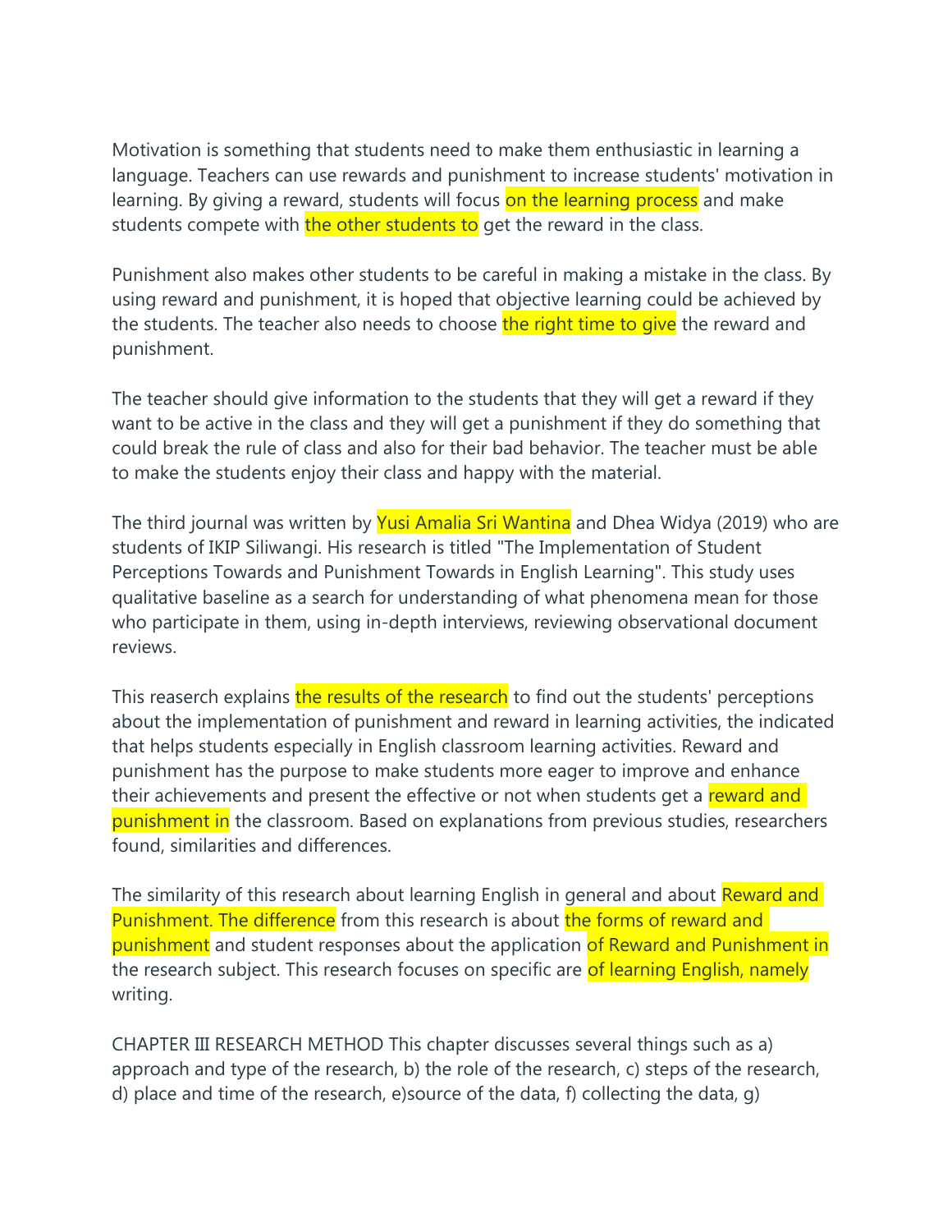Motivation is something that students need to make them enthusiastic in learning a language. Teachers can use rewards and punishment to increase students' motivation in learning. By giving a reward, students will focus on the learning process and make students compete with the other students to get the reward in the class.

Punishment also makes other students to be careful in making a mistake in the class. By using reward and punishment, it is hoped that objective learning could be achieved by the students. The teacher also needs to choose the right time to give the reward and punishment.

The teacher should give information to the students that they will get a reward if they want to be active in the class and they will get a punishment if they do something that could break the rule of class and also for their bad behavior. The teacher must be able to make the students enjoy their class and happy with the material.

The third journal was written by Yusi Amalia Sri Wantina and Dhea Widya (2019) who are students of IKIP Siliwangi. His research is titled "The Implementation of Student Perceptions Towards and Punishment Towards in English Learning". This study uses qualitative baseline as a search for understanding of what phenomena mean for those who participate in them, using in-depth interviews, reviewing observational document reviews.

This reaserch explains the results of the research to find out the students' perceptions about the implementation of punishment and reward in learning activities, the indicated that helps students especially in English classroom learning activities. Reward and punishment has the purpose to make students more eager to improve and enhance their achievements and present the effective or not when students get a reward and punishment in the classroom. Based on explanations from previous studies, researchers found, similarities and differences.

The similarity of this research about learning English in general and about Reward and Punishment. The difference from this research is about the forms of reward and punishment and student responses about the application of Reward and Punishment in the research subject. This research focuses on specific are of learning English, namely writing.

CHAPTER III RESEARCH METHOD This chapter discusses several things such as a) approach and type of the research, b) the role of the research, c) steps of the research, d) place and time of the research, e)source of the data, f) collecting the data, g)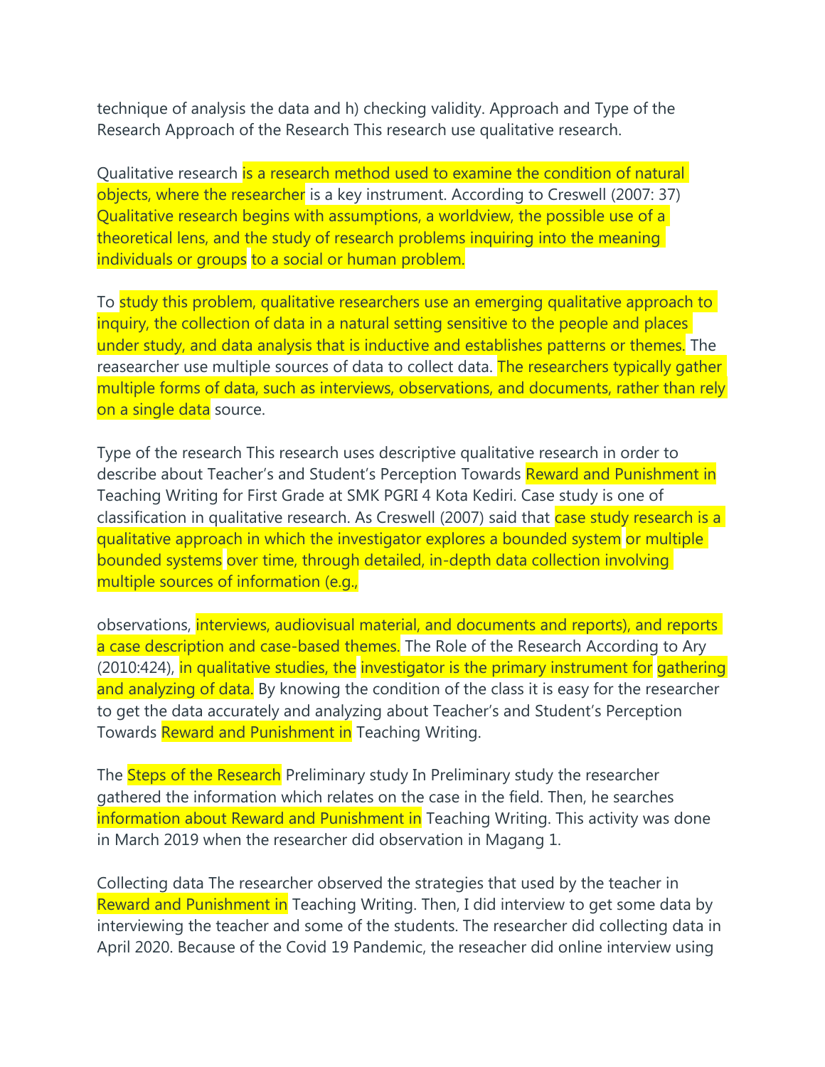technique of analysis the data and h) checking validity. Approach and Type of the Research Approach of the Research This research use qualitative research.

Qualitative research is a research method used to examine the condition of natural objects, where the researcher is a key instrument. According to Creswell (2007: 37) Qualitative research begins with assumptions, a worldview, the possible use of a theoretical lens, and the study of research problems inquiring into the meaning individuals or groups to a social or human problem.

To study this problem, qualitative researchers use an emerging qualitative approach to inquiry, the collection of data in a natural setting sensitive to the people and places under study, and data analysis that is inductive and establishes patterns or themes. The reasearcher use multiple sources of data to collect data. The researchers typically gather multiple forms of data, such as interviews, observations, and documents, rather than rely on a single data source.

Type of the research This research uses descriptive qualitative research in order to describe about Teacher's and Student's Perception Towards Reward and Punishment in Teaching Writing for First Grade at SMK PGRI 4 Kota Kediri. Case study is one of classification in qualitative research. As Creswell (2007) said that case study research is a qualitative approach in which the investigator explores a bounded system or multiple bounded systems over time, through detailed, in-depth data collection involving multiple sources of information (e.g.,

observations, interviews, audiovisual material, and documents and reports), and reports a case description and case-based themes. The Role of the Research According to Ary (2010:424), in qualitative studies, the investigator is the primary instrument for gathering and analyzing of data. By knowing the condition of the class it is easy for the researcher to get the data accurately and analyzing about Teacher's and Student's Perception Towards Reward and Punishment in Teaching Writing.

The Steps of the Research Preliminary study In Preliminary study the researcher gathered the information which relates on the case in the field. Then, he searches information about Reward and Punishment in Teaching Writing. This activity was done in March 2019 when the researcher did observation in Magang 1.

Collecting data The researcher observed the strategies that used by the teacher in Reward and Punishment in Teaching Writing. Then, I did interview to get some data by interviewing the teacher and some of the students. The researcher did collecting data in April 2020. Because of the Covid 19 Pandemic, the reseacher did online interview using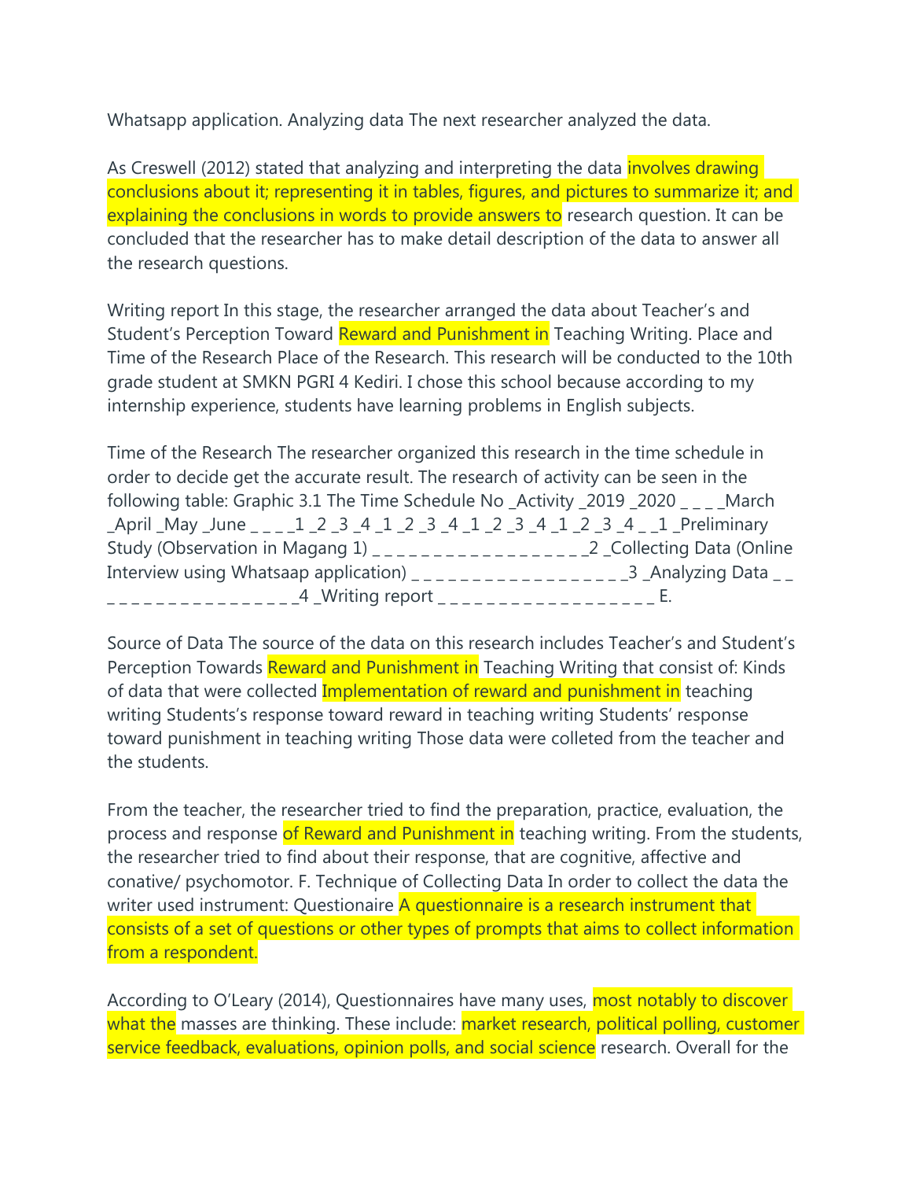Whatsapp application. Analyzing data The next researcher analyzed the data.

As Creswell (2012) stated that analyzing and interpreting the data involves drawing conclusions about it; representing it in tables, figures, and pictures to summarize it; and explaining the conclusions in words to provide answers to research question. It can be concluded that the researcher has to make detail description of the data to answer all the research questions.

Writing report In this stage, the researcher arranged the data about Teacher's and Student's Perception Toward Reward and Punishment in Teaching Writing. Place and Time of the Research Place of the Research. This research will be conducted to the 10th grade student at SMKN PGRI 4 Kediri. I chose this school because according to my internship experience, students have learning problems in English subjects.

Time of the Research The researcher organized this research in the time schedule in order to decide get the accurate result. The research of activity can be seen in the following table: Graphic 3.1 The Time Schedule No _Activity _2019 _2020 _ _ _ _March _April _May _June _ _ _ _1 _2 _3 _4 _1 _2 _3 _4 _1 _2 _3 _4 _1 _2 _3 _4 _ _1 _Preliminary Study (Observation in Magang 1) _ _ _ _ _ _ _ _ _ _ _ _ _ _ _ _ _ _2 _Collecting Data (Online Interview using Whatsaap application) _ _ _ _ _ _ _ _ _ _ _ _ _ _ _ _ _ _3 _Analyzing Data _ _ _ _ _ _ _ _ _ _ _ _ _ _ _ _ _ _4 _Writing report _ _ _ _ _ _ _ _ _ _ _ _ _ _ _ _ _ _ E.

Source of Data The source of the data on this research includes Teacher's and Student's Perception Towards Reward and Punishment in Teaching Writing that consist of: Kinds of data that were collected Implementation of reward and punishment in teaching writing Students's response toward reward in teaching writing Students' response toward punishment in teaching writing Those data were colleted from the teacher and the students.

From the teacher, the researcher tried to find the preparation, practice, evaluation, the process and response of Reward and Punishment in teaching writing. From the students, the researcher tried to find about their response, that are cognitive, affective and conative/ psychomotor. F. Technique of Collecting Data In order to collect the data the writer used instrument: Questionaire A questionnaire is a research instrument that consists of a set of questions or other types of prompts that aims to collect information from a respondent.

According to O'Leary (2014), Questionnaires have many uses, most notably to discover what the masses are thinking. These include: market research, political polling, customer service feedback, evaluations, opinion polls, and social science research. Overall for the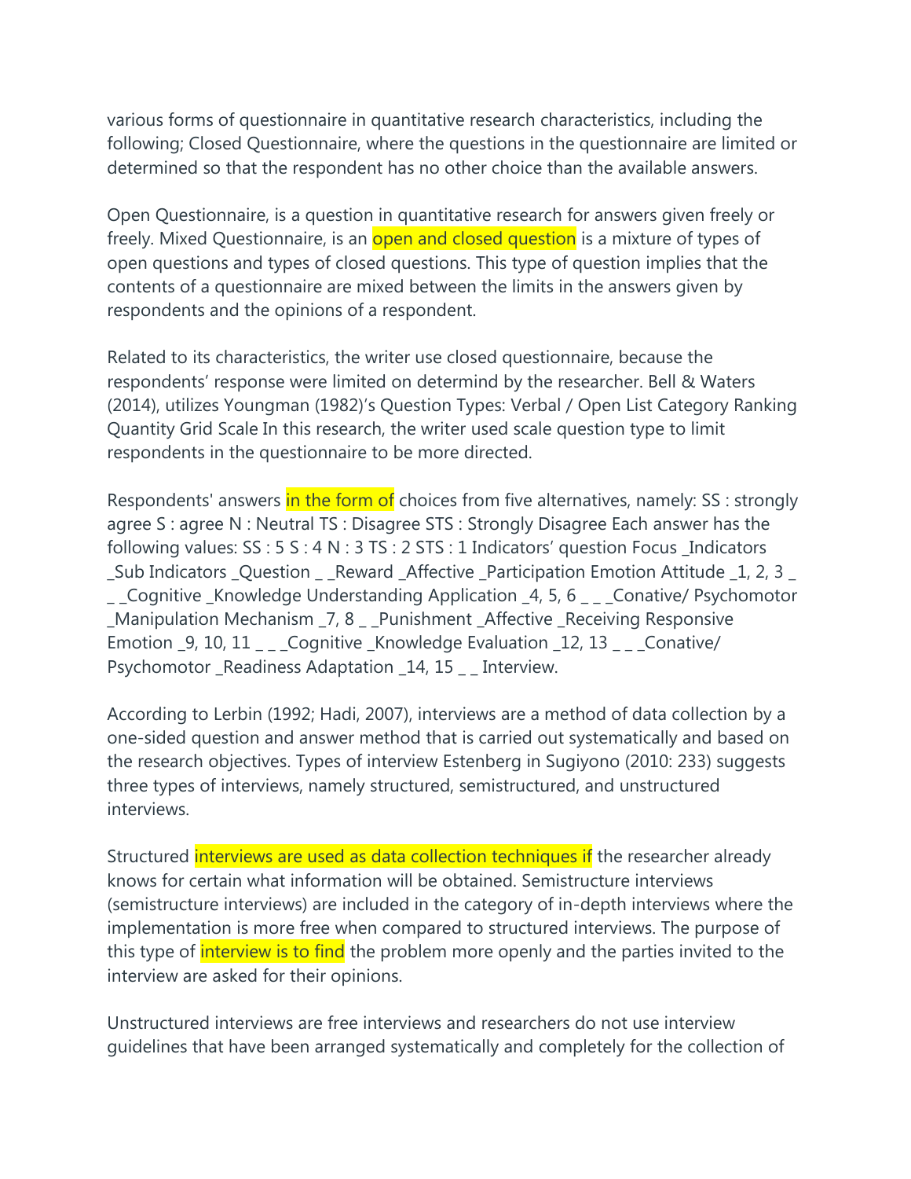various forms of questionnaire in quantitative research characteristics, including the following; Closed Questionnaire, where the questions in the questionnaire are limited or determined so that the respondent has no other choice than the available answers.

Open Questionnaire, is a question in quantitative research for answers given freely or freely. Mixed Questionnaire, is an open and closed question is a mixture of types of open questions and types of closed questions. This type of question implies that the contents of a questionnaire are mixed between the limits in the answers given by respondents and the opinions of a respondent.

Related to its characteristics, the writer use closed questionnaire, because the respondents' response were limited on determind by the researcher. Bell & Waters (2014), utilizes Youngman (1982)'s Question Types: Verbal / Open List Category Ranking Quantity Grid Scale In this research, the writer used scale question type to limit respondents in the questionnaire to be more directed.

Respondents' answers in the form of choices from five alternatives, namely: SS : strongly agree S : agree N : Neutral TS : Disagree STS : Strongly Disagree Each answer has the following values: SS : 5 S : 4 N : 3 TS : 2 STS : 1 Indicators' question Focus _Indicators _Sub Indicators _Question _ _Reward _Affective _Participation Emotion Attitude _1, 2, 3 _ _ _Cognitive _Knowledge Understanding Application _4, 5, 6 _ _ _Conative/ Psychomotor _Manipulation Mechanism _7, 8 _ _Punishment _Affective _Receiving Responsive Emotion _9, 10, 11 _ _ _Cognitive _Knowledge Evaluation _12, 13 _ _ _Conative/ Psychomotor _Readiness Adaptation _14, 15 _ _ Interview.

According to Lerbin (1992; Hadi, 2007), interviews are a method of data collection by a one-sided question and answer method that is carried out systematically and based on the research objectives. Types of interview Estenberg in Sugiyono (2010: 233) suggests three types of interviews, namely structured, semistructured, and unstructured interviews.

Structured interviews are used as data collection techniques if the researcher already knows for certain what information will be obtained. Semistructure interviews (semistructure interviews) are included in the category of in-depth interviews where the implementation is more free when compared to structured interviews. The purpose of this type of interview is to find the problem more openly and the parties invited to the interview are asked for their opinions.

Unstructured interviews are free interviews and researchers do not use interview guidelines that have been arranged systematically and completely for the collection of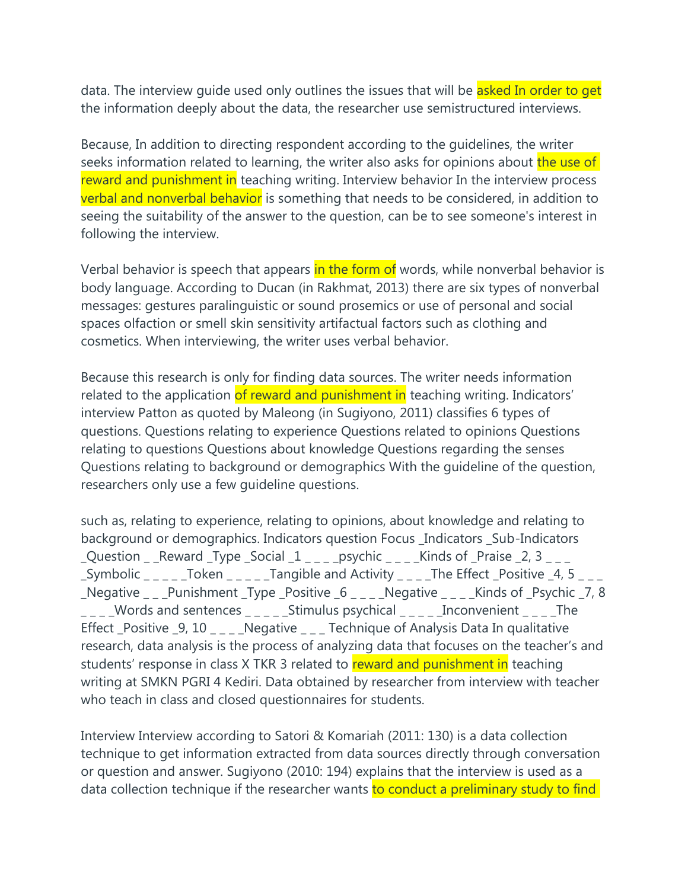data. The interview guide used only outlines the issues that will be asked In order to get the information deeply about the data, the researcher use semistructured interviews.

Because, In addition to directing respondent according to the guidelines, the writer seeks information related to learning, the writer also asks for opinions about the use of reward and punishment in teaching writing. Interview behavior In the interview process verbal and nonverbal behavior is something that needs to be considered, in addition to seeing the suitability of the answer to the question, can be to see someone's interest in following the interview.

Verbal behavior is speech that appears in the form of words, while nonverbal behavior is body language. According to Ducan (in Rakhmat, 2013) there are six types of nonverbal messages: gestures paralinguistic or sound prosemics or use of personal and social spaces olfaction or smell skin sensitivity artifactual factors such as clothing and cosmetics. When interviewing, the writer uses verbal behavior.

Because this research is only for finding data sources. The writer needs information related to the application of reward and punishment in teaching writing. Indicators' interview Patton as quoted by Maleong (in Sugiyono, 2011) classifies 6 types of questions. Questions relating to experience Questions related to opinions Questions relating to questions Questions about knowledge Questions regarding the senses Questions relating to background or demographics With the guideline of the question, researchers only use a few guideline questions.

such as, relating to experience, relating to opinions, about knowledge and relating to background or demographics. Indicators question Focus _Indicators _Sub-Indicators _Question _ _Reward _Type _Social _1 _ _ _ _psychic _ _ _ _Kinds of _Praise _2, 3 _ _ _ _Symbolic _ _ _ _ _Token _ _ _ _ _Tangible and Activity _ _ _ _The Effect _Positive _4, 5 _ _ _ _Negative _ _ _Punishment _Type _Positive _6 _ _ _ _Negative _ _ _ _Kinds of _Psychic _7, 8 _ _ _ _Words and sentences _ _ _ _ _Stimulus psychical _ _ _ _ _Inconvenient _ _ _ _The Effect _Positive _9, 10 _ _ _ _Negative _ _ _ Technique of Analysis Data In qualitative research, data analysis is the process of analyzing data that focuses on the teacher's and students' response in class X TKR 3 related to reward and punishment in teaching writing at SMKN PGRI 4 Kediri. Data obtained by researcher from interview with teacher who teach in class and closed questionnaires for students.

Interview Interview according to Satori & Komariah (2011: 130) is a data collection technique to get information extracted from data sources directly through conversation or question and answer. Sugiyono (2010: 194) explains that the interview is used as a data collection technique if the researcher wants to conduct a preliminary study to find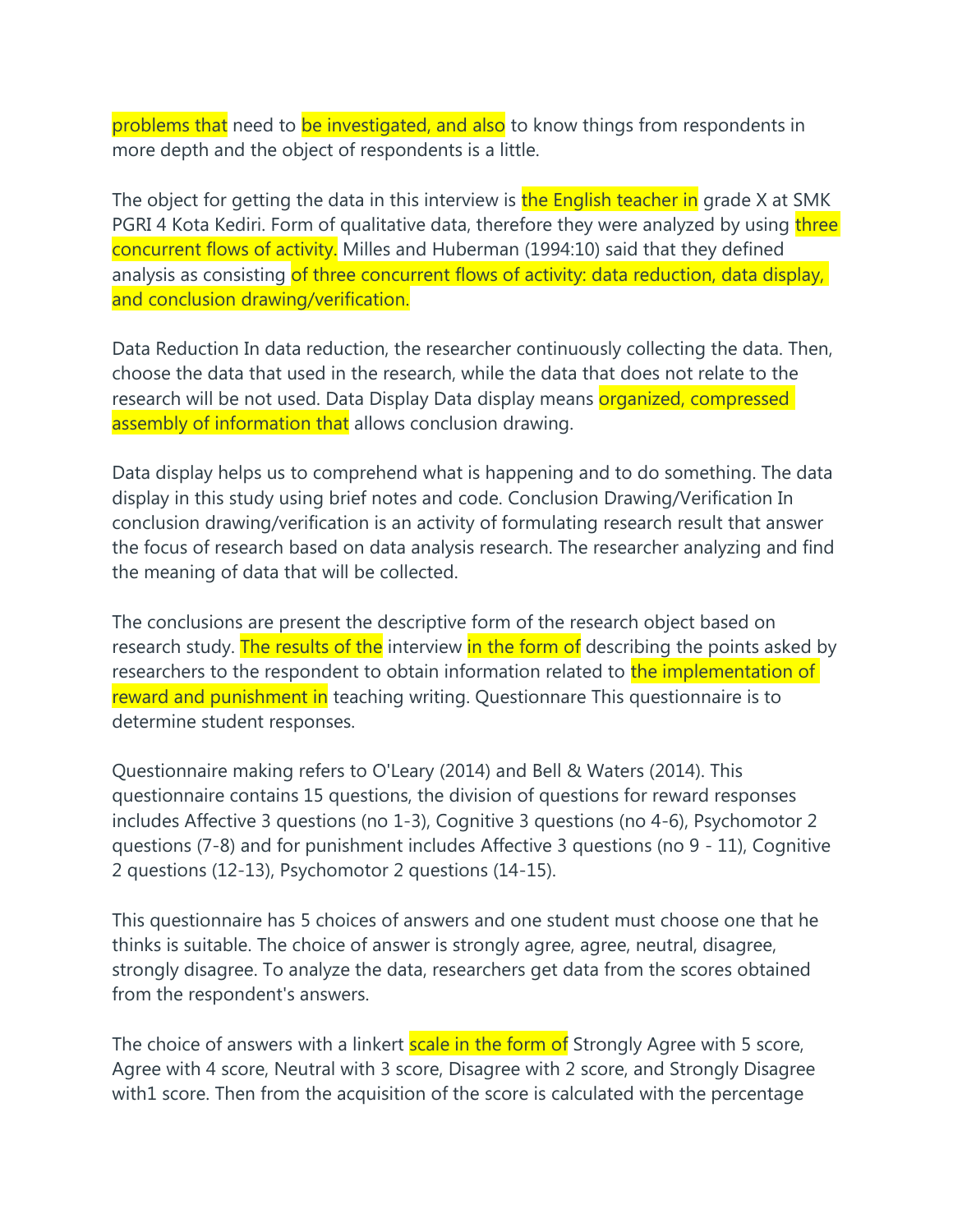problems that need to be investigated, and also to know things from respondents in more depth and the object of respondents is a little.

The object for getting the data in this interview is the English teacher in grade X at SMK PGRI 4 Kota Kediri. Form of qualitative data, therefore they were analyzed by using three concurrent flows of activity. Milles and Huberman (1994:10) said that they defined analysis as consisting of three concurrent flows of activity: data reduction, data display, and conclusion drawing/verification.

Data Reduction In data reduction, the researcher continuously collecting the data. Then, choose the data that used in the research, while the data that does not relate to the research will be not used. Data Display Data display means organized, compressed assembly of information that allows conclusion drawing.

Data display helps us to comprehend what is happening and to do something. The data display in this study using brief notes and code. Conclusion Drawing/Verification In conclusion drawing/verification is an activity of formulating research result that answer the focus of research based on data analysis research. The researcher analyzing and find the meaning of data that will be collected.

The conclusions are present the descriptive form of the research object based on research study. The results of the interview in the form of describing the points asked by researchers to the respondent to obtain information related to the implementation of reward and punishment in teaching writing. Questionnare This questionnaire is to determine student responses.

Questionnaire making refers to O'Leary (2014) and Bell & Waters (2014). This questionnaire contains 15 questions, the division of questions for reward responses includes Affective 3 questions (no 1-3), Cognitive 3 questions (no 4-6), Psychomotor 2 questions (7-8) and for punishment includes Affective 3 questions (no 9 - 11), Cognitive 2 questions (12-13), Psychomotor 2 questions (14-15).

This questionnaire has 5 choices of answers and one student must choose one that he thinks is suitable. The choice of answer is strongly agree, agree, neutral, disagree, strongly disagree. To analyze the data, researchers get data from the scores obtained from the respondent's answers.

The choice of answers with a linkert scale in the form of Strongly Agree with 5 score, Agree with 4 score, Neutral with 3 score, Disagree with 2 score, and Strongly Disagree with1 score. Then from the acquisition of the score is calculated with the percentage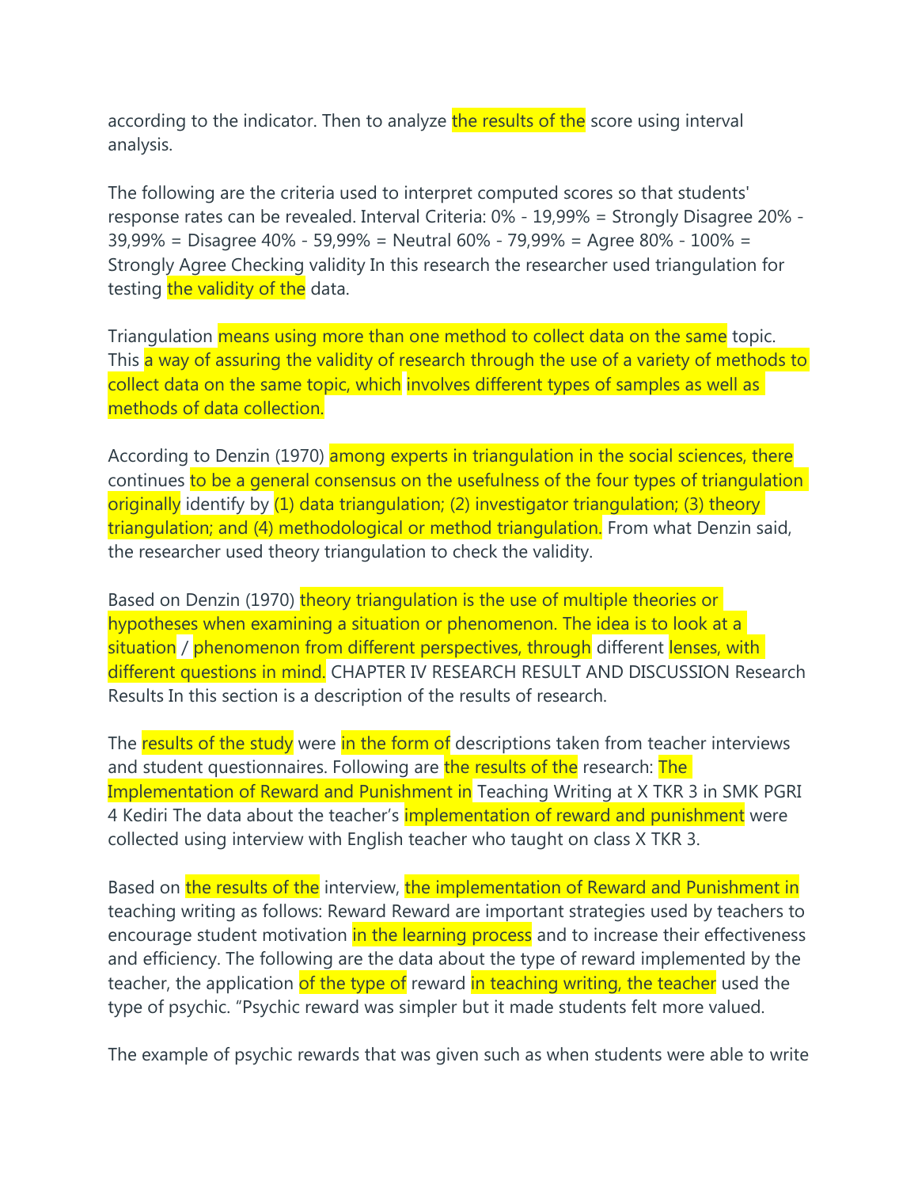according to the indicator. Then to analyze the results of the score using interval analysis.

The following are the criteria used to interpret computed scores so that students' response rates can be revealed. Interval Criteria: 0% - 19,99% = Strongly Disagree 20% - 39,99% = Disagree 40% - 59,99% = Neutral 60% - 79,99% = Agree 80% - 100% = Strongly Agree Checking validity In this research the researcher used triangulation for testing the validity of the data.

Triangulation means using more than one method to collect data on the same topic. This a way of assuring the validity of research through the use of a variety of methods to collect data on the same topic, which involves different types of samples as well as methods of data collection.

According to Denzin (1970) among experts in triangulation in the social sciences, there continues to be a general consensus on the usefulness of the four types of triangulation originally identify by (1) data triangulation; (2) investigator triangulation; (3) theory triangulation; and (4) methodological or method triangulation. From what Denzin said, the researcher used theory triangulation to check the validity.

Based on Denzin (1970) theory triangulation is the use of multiple theories or hypotheses when examining a situation or phenomenon. The idea is to look at a situation / phenomenon from different perspectives, through different lenses, with different questions in mind. CHAPTER IV RESEARCH RESULT AND DISCUSSION Research Results In this section is a description of the results of research.

The results of the study were in the form of descriptions taken from teacher interviews and student questionnaires. Following are the results of the research: The Implementation of Reward and Punishment in Teaching Writing at X TKR 3 in SMK PGRI 4 Kediri The data about the teacher's implementation of reward and punishment were collected using interview with English teacher who taught on class X TKR 3.

Based on the results of the interview, the implementation of Reward and Punishment in teaching writing as follows: Reward Reward are important strategies used by teachers to encourage student motivation in the learning process and to increase their effectiveness and efficiency. The following are the data about the type of reward implemented by the teacher, the application of the type of reward in teaching writing, the teacher used the type of psychic. "Psychic reward was simpler but it made students felt more valued.

The example of psychic rewards that was given such as when students were able to write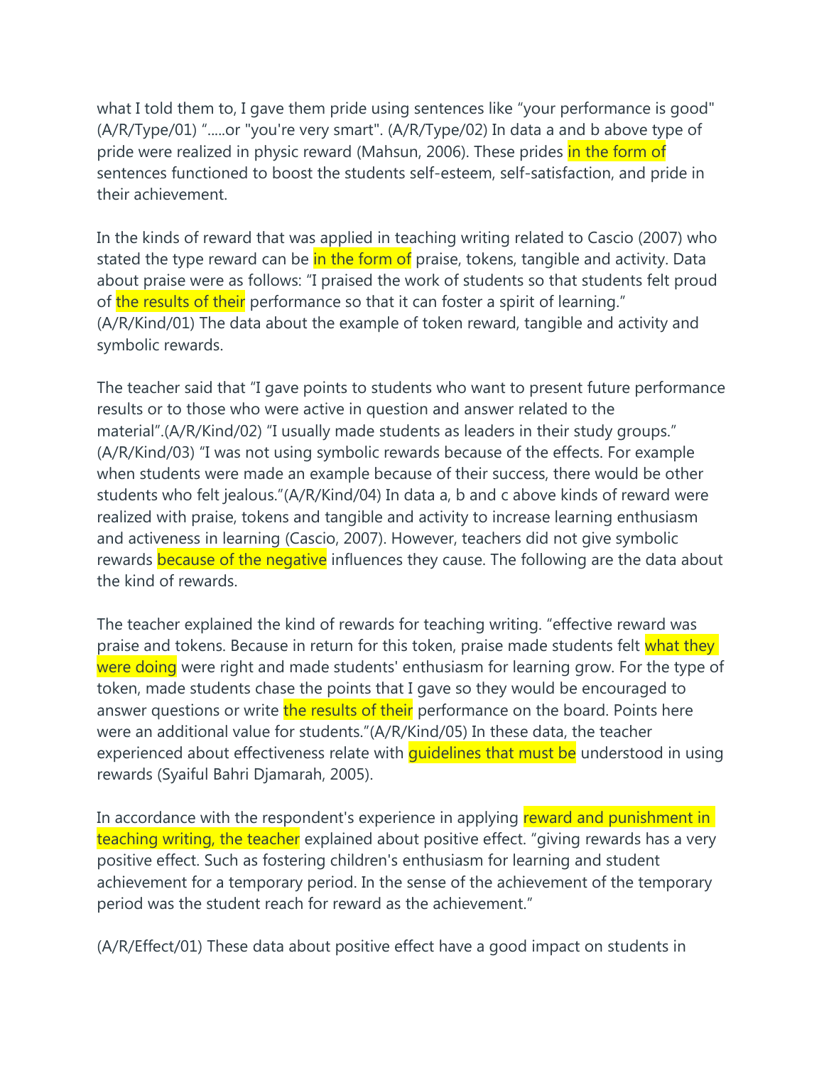what I told them to, I gave them pride using sentences like "your performance is good" (A/R/Type/01) ".....or "you're very smart". (A/R/Type/02) In data a and b above type of pride were realized in physic reward (Mahsun, 2006). These prides in the form of sentences functioned to boost the students self-esteem, self-satisfaction, and pride in their achievement.

In the kinds of reward that was applied in teaching writing related to Cascio (2007) who stated the type reward can be in the form of praise, tokens, tangible and activity. Data about praise were as follows: "I praised the work of students so that students felt proud of the results of their performance so that it can foster a spirit of learning." (A/R/Kind/01) The data about the example of token reward, tangible and activity and symbolic rewards.

The teacher said that "I gave points to students who want to present future performance results or to those who were active in question and answer related to the material".(A/R/Kind/02) "I usually made students as leaders in their study groups." (A/R/Kind/03) "I was not using symbolic rewards because of the effects. For example when students were made an example because of their success, there would be other students who felt jealous."(A/R/Kind/04) In data a, b and c above kinds of reward were realized with praise, tokens and tangible and activity to increase learning enthusiasm and activeness in learning (Cascio, 2007). However, teachers did not give symbolic rewards because of the negative influences they cause. The following are the data about the kind of rewards.

The teacher explained the kind of rewards for teaching writing. "effective reward was praise and tokens. Because in return for this token, praise made students felt what they were doing were right and made students' enthusiasm for learning grow. For the type of token, made students chase the points that I gave so they would be encouraged to answer questions or write the results of their performance on the board. Points here were an additional value for students."(A/R/Kind/05) In these data, the teacher experienced about effectiveness relate with guidelines that must be understood in using rewards (Syaiful Bahri Djamarah, 2005).

In accordance with the respondent's experience in applying reward and punishment in teaching writing, the teacher explained about positive effect. "giving rewards has a very positive effect. Such as fostering children's enthusiasm for learning and student achievement for a temporary period. In the sense of the achievement of the temporary period was the student reach for reward as the achievement."

(A/R/Effect/01) These data about positive effect have a good impact on students in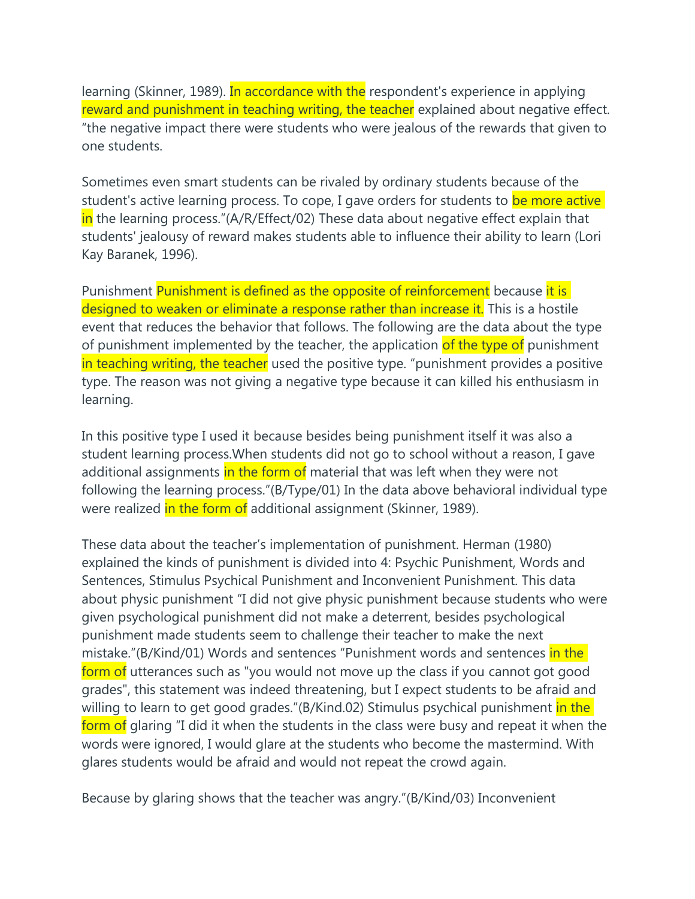learning (Skinner, 1989). In accordance with the respondent's experience in applying reward and punishment in teaching writing, the teacher explained about negative effect. "the negative impact there were students who were jealous of the rewards that given to one students.

Sometimes even smart students can be rivaled by ordinary students because of the student's active learning process. To cope, I gave orders for students to be more active in the learning process."(A/R/Effect/02) These data about negative effect explain that students' jealousy of reward makes students able to influence their ability to learn (Lori Kay Baranek, 1996).

Punishment Punishment is defined as the opposite of reinforcement because it is designed to weaken or eliminate a response rather than increase it. This is a hostile event that reduces the behavior that follows. The following are the data about the type of punishment implemented by the teacher, the application of the type of punishment in teaching writing, the teacher used the positive type. "punishment provides a positive type. The reason was not giving a negative type because it can killed his enthusiasm in learning.

In this positive type I used it because besides being punishment itself it was also a student learning process.When students did not go to school without a reason, I gave additional assignments in the form of material that was left when they were not following the learning process."(B/Type/01) In the data above behavioral individual type were realized in the form of additional assignment (Skinner, 1989).

These data about the teacher's implementation of punishment. Herman (1980) explained the kinds of punishment is divided into 4: Psychic Punishment, Words and Sentences, Stimulus Psychical Punishment and Inconvenient Punishment. This data about physic punishment "I did not give physic punishment because students who were given psychological punishment did not make a deterrent, besides psychological punishment made students seem to challenge their teacher to make the next mistake."(B/Kind/01) Words and sentences "Punishment words and sentences in the form of utterances such as "you would not move up the class if you cannot got good grades", this statement was indeed threatening, but I expect students to be afraid and willing to learn to get good grades."(B/Kind.02) Stimulus psychical punishment in the form of glaring "I did it when the students in the class were busy and repeat it when the words were ignored, I would glare at the students who become the mastermind. With glares students would be afraid and would not repeat the crowd again.

Because by glaring shows that the teacher was angry."(B/Kind/03) Inconvenient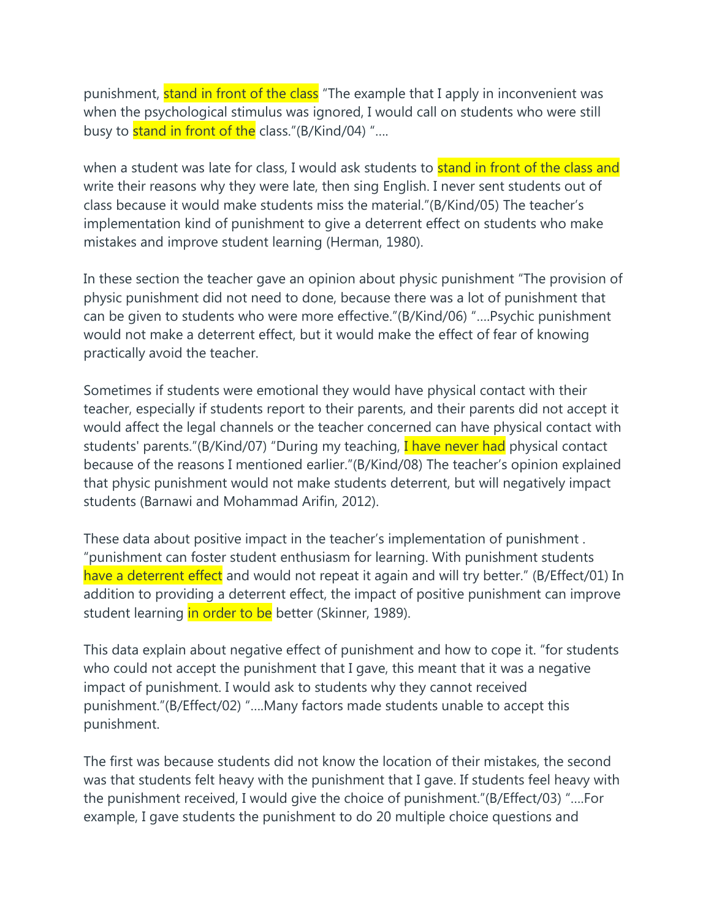punishment, stand in front of the class "The example that I apply in inconvenient was when the psychological stimulus was ignored, I would call on students who were still busy to stand in front of the class."(B/Kind/04) "....

when a student was late for class, I would ask students to stand in front of the class and write their reasons why they were late, then sing English. I never sent students out of class because it would make students miss the material."(B/Kind/05) The teacher's implementation kind of punishment to give a deterrent effect on students who make mistakes and improve student learning (Herman, 1980).

In these section the teacher gave an opinion about physic punishment "The provision of physic punishment did not need to done, because there was a lot of punishment that can be given to students who were more effective."(B/Kind/06) "....Psychic punishment would not make a deterrent effect, but it would make the effect of fear of knowing practically avoid the teacher.

Sometimes if students were emotional they would have physical contact with their teacher, especially if students report to their parents, and their parents did not accept it would affect the legal channels or the teacher concerned can have physical contact with students' parents."(B/Kind/07) "During my teaching, I have never had physical contact because of the reasons I mentioned earlier."(B/Kind/08) The teacher's opinion explained that physic punishment would not make students deterrent, but will negatively impact students (Barnawi and Mohammad Arifin, 2012).

These data about positive impact in the teacher's implementation of punishment . "punishment can foster student enthusiasm for learning. With punishment students have a deterrent effect and would not repeat it again and will try better." (B/Effect/01) In addition to providing a deterrent effect, the impact of positive punishment can improve student learning in order to be better (Skinner, 1989).

This data explain about negative effect of punishment and how to cope it. "for students who could not accept the punishment that I gave, this meant that it was a negative impact of punishment. I would ask to students why they cannot received punishment."(B/Effect/02) "....Many factors made students unable to accept this punishment.

The first was because students did not know the location of their mistakes, the second was that students felt heavy with the punishment that I gave. If students feel heavy with the punishment received, I would give the choice of punishment."(B/Effect/03) "....For example, I gave students the punishment to do 20 multiple choice questions and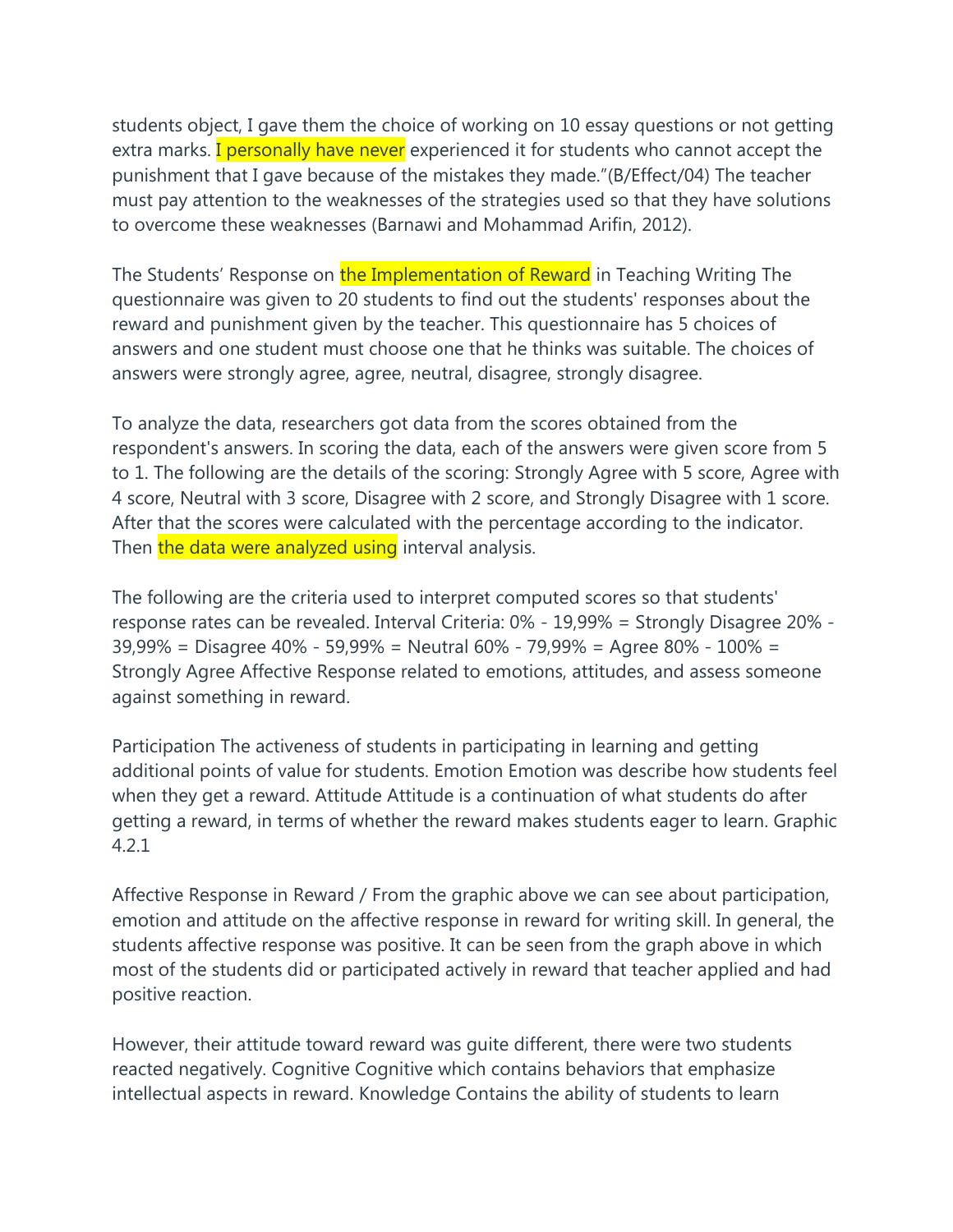students object, I gave them the choice of working on 10 essay questions or not getting extra marks. I personally have never experienced it for students who cannot accept the punishment that I gave because of the mistakes they made."(B/Effect/04) The teacher must pay attention to the weaknesses of the strategies used so that they have solutions to overcome these weaknesses (Barnawi and Mohammad Arifin, 2012).

The Students' Response on the Implementation of Reward in Teaching Writing The questionnaire was given to 20 students to find out the students' responses about the reward and punishment given by the teacher. This questionnaire has 5 choices of answers and one student must choose one that he thinks was suitable. The choices of answers were strongly agree, agree, neutral, disagree, strongly disagree.

To analyze the data, researchers got data from the scores obtained from the respondent's answers. In scoring the data, each of the answers were given score from 5 to 1. The following are the details of the scoring: Strongly Agree with 5 score, Agree with 4 score, Neutral with 3 score, Disagree with 2 score, and Strongly Disagree with 1 score. After that the scores were calculated with the percentage according to the indicator. Then the data were analyzed using interval analysis.

The following are the criteria used to interpret computed scores so that students' response rates can be revealed. Interval Criteria: 0% - 19,99% = Strongly Disagree 20% - 39,99% = Disagree 40% - 59,99% = Neutral 60% - 79,99% = Agree 80% - 100% = Strongly Agree Affective Response related to emotions, attitudes, and assess someone against something in reward.

Participation The activeness of students in participating in learning and getting additional points of value for students. Emotion Emotion was describe how students feel when they get a reward. Attitude Attitude is a continuation of what students do after getting a reward, in terms of whether the reward makes students eager to learn. Graphic 4.2.1

Affective Response in Reward / From the graphic above we can see about participation, emotion and attitude on the affective response in reward for writing skill. In general, the students affective response was positive. It can be seen from the graph above in which most of the students did or participated actively in reward that teacher applied and had positive reaction.

However, their attitude toward reward was guite different, there were two students reacted negatively. Cognitive Cognitive which contains behaviors that emphasize intellectual aspects in reward. Knowledge Contains the ability of students to learn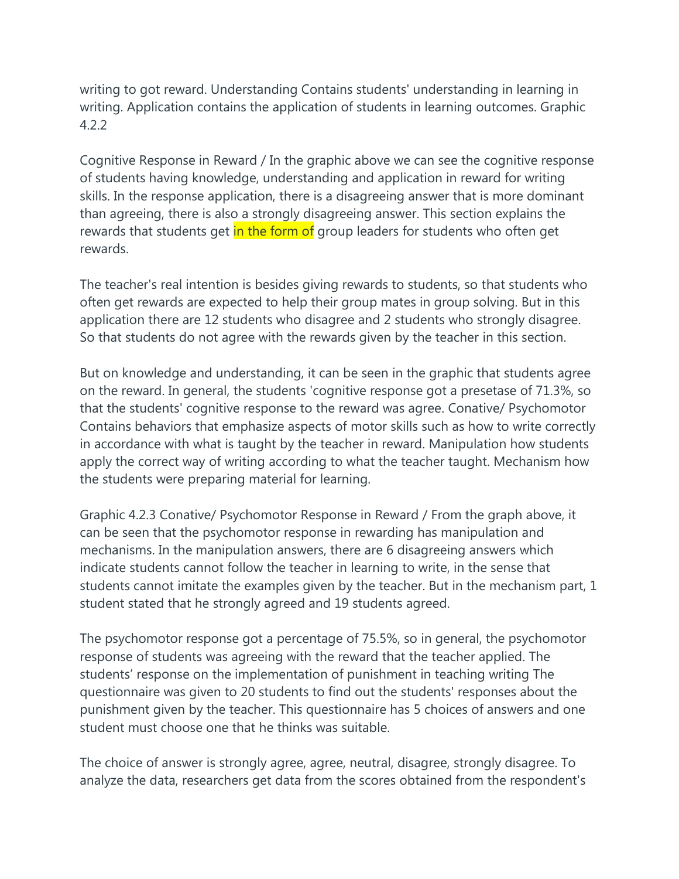writing to got reward. Understanding Contains students' understanding in learning in writing. Application contains the application of students in learning outcomes. Graphic 4.2.2

Cognitive Response in Reward / In the graphic above we can see the cognitive response of students having knowledge, understanding and application in reward for writing skills. In the response application, there is a disagreeing answer that is more dominant than agreeing, there is also a strongly disagreeing answer. This section explains the rewards that students get in the form of group leaders for students who often get rewards.

The teacher's real intention is besides giving rewards to students, so that students who often get rewards are expected to help their group mates in group solving. But in this application there are 12 students who disagree and 2 students who strongly disagree. So that students do not agree with the rewards given by the teacher in this section.

But on knowledge and understanding, it can be seen in the graphic that students agree on the reward. In general, the students 'cognitive response got a presetase of 71.3%, so that the students' cognitive response to the reward was agree. Conative/ Psychomotor Contains behaviors that emphasize aspects of motor skills such as how to write correctly in accordance with what is taught by the teacher in reward. Manipulation how students apply the correct way of writing according to what the teacher taught. Mechanism how the students were preparing material for learning.

Graphic 4.2.3 Conative/ Psychomotor Response in Reward / From the graph above, it can be seen that the psychomotor response in rewarding has manipulation and mechanisms. In the manipulation answers, there are 6 disagreeing answers which indicate students cannot follow the teacher in learning to write, in the sense that students cannot imitate the examples given by the teacher. But in the mechanism part, 1 student stated that he strongly agreed and 19 students agreed.

The psychomotor response got a percentage of 75.5%, so in general, the psychomotor response of students was agreeing with the reward that the teacher applied. The students' response on the implementation of punishment in teaching writing The questionnaire was given to 20 students to find out the students' responses about the punishment given by the teacher. This questionnaire has 5 choices of answers and one student must choose one that he thinks was suitable.

The choice of answer is strongly agree, agree, neutral, disagree, strongly disagree. To analyze the data, researchers get data from the scores obtained from the respondent's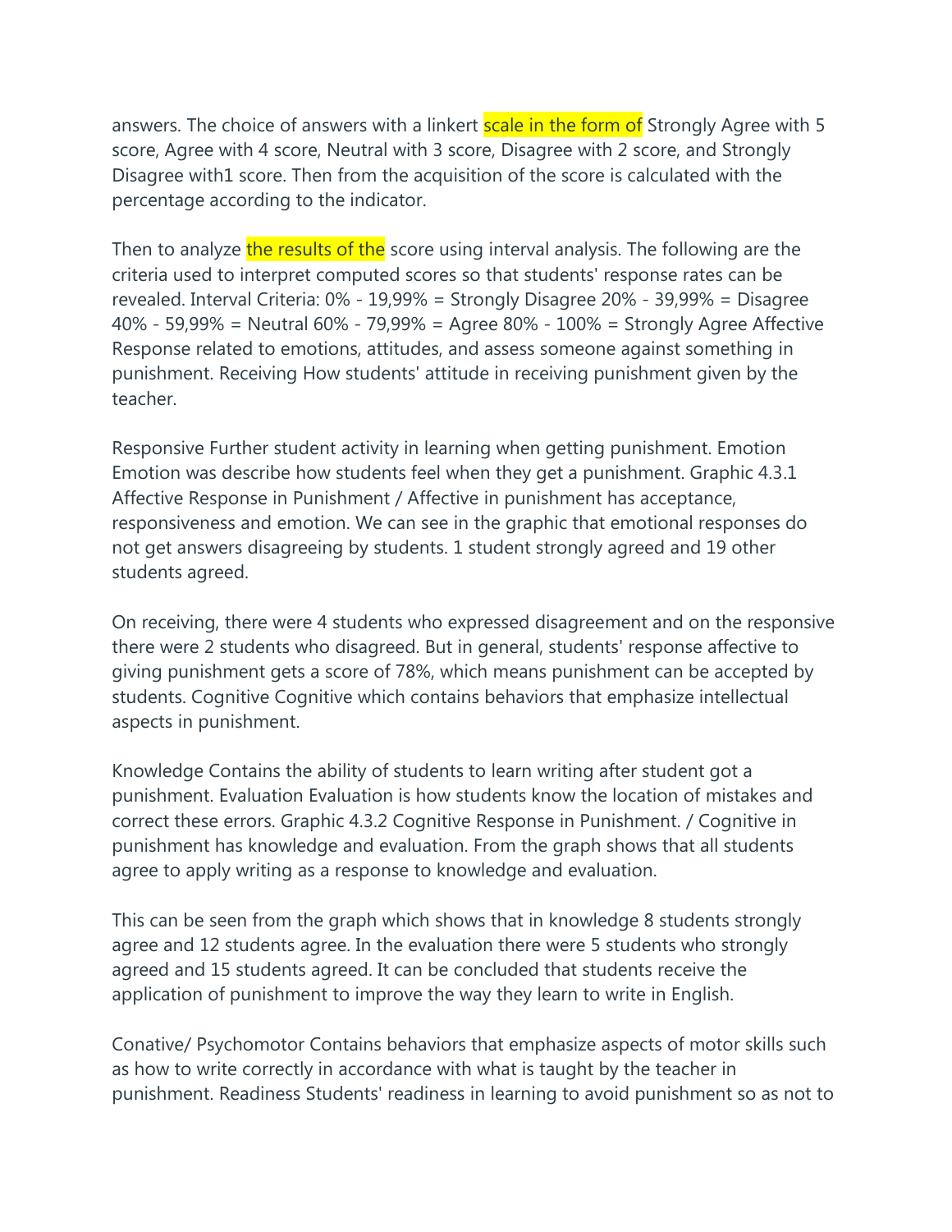answers. The choice of answers with a linkert scale in the form of Strongly Agree with 5 score, Agree with 4 score, Neutral with 3 score, Disagree with 2 score, and Strongly Disagree with1 score. Then from the acquisition of the score is calculated with the percentage according to the indicator.

Then to analyze the results of the score using interval analysis. The following are the criteria used to interpret computed scores so that students' response rates can be revealed. Interval Criteria: 0% - 19,99% = Strongly Disagree 20% - 39,99% = Disagree 40% - 59,99% = Neutral 60% - 79,99% = Agree 80% - 100% = Strongly Agree Affective Response related to emotions, attitudes, and assess someone against something in punishment. Receiving How students' attitude in receiving punishment given by the teacher.

Responsive Further student activity in learning when getting punishment. Emotion Emotion was describe how students feel when they get a punishment. Graphic 4.3.1 Affective Response in Punishment / Affective in punishment has acceptance, responsiveness and emotion. We can see in the graphic that emotional responses do not get answers disagreeing by students. 1 student strongly agreed and 19 other students agreed.

On receiving, there were 4 students who expressed disagreement and on the responsive there were 2 students who disagreed. But in general, students' response affective to giving punishment gets a score of 78%, which means punishment can be accepted by students. Cognitive Cognitive which contains behaviors that emphasize intellectual aspects in punishment.

Knowledge Contains the ability of students to learn writing after student got a punishment. Evaluation Evaluation is how students know the location of mistakes and correct these errors. Graphic 4.3.2 Cognitive Response in Punishment. / Cognitive in punishment has knowledge and evaluation. From the graph shows that all students agree to apply writing as a response to knowledge and evaluation.

This can be seen from the graph which shows that in knowledge 8 students strongly agree and 12 students agree. In the evaluation there were 5 students who strongly agreed and 15 students agreed. It can be concluded that students receive the application of punishment to improve the way they learn to write in English.

Conative/ Psychomotor Contains behaviors that emphasize aspects of motor skills such as how to write correctly in accordance with what is taught by the teacher in punishment. Readiness Students' readiness in learning to avoid punishment so as not to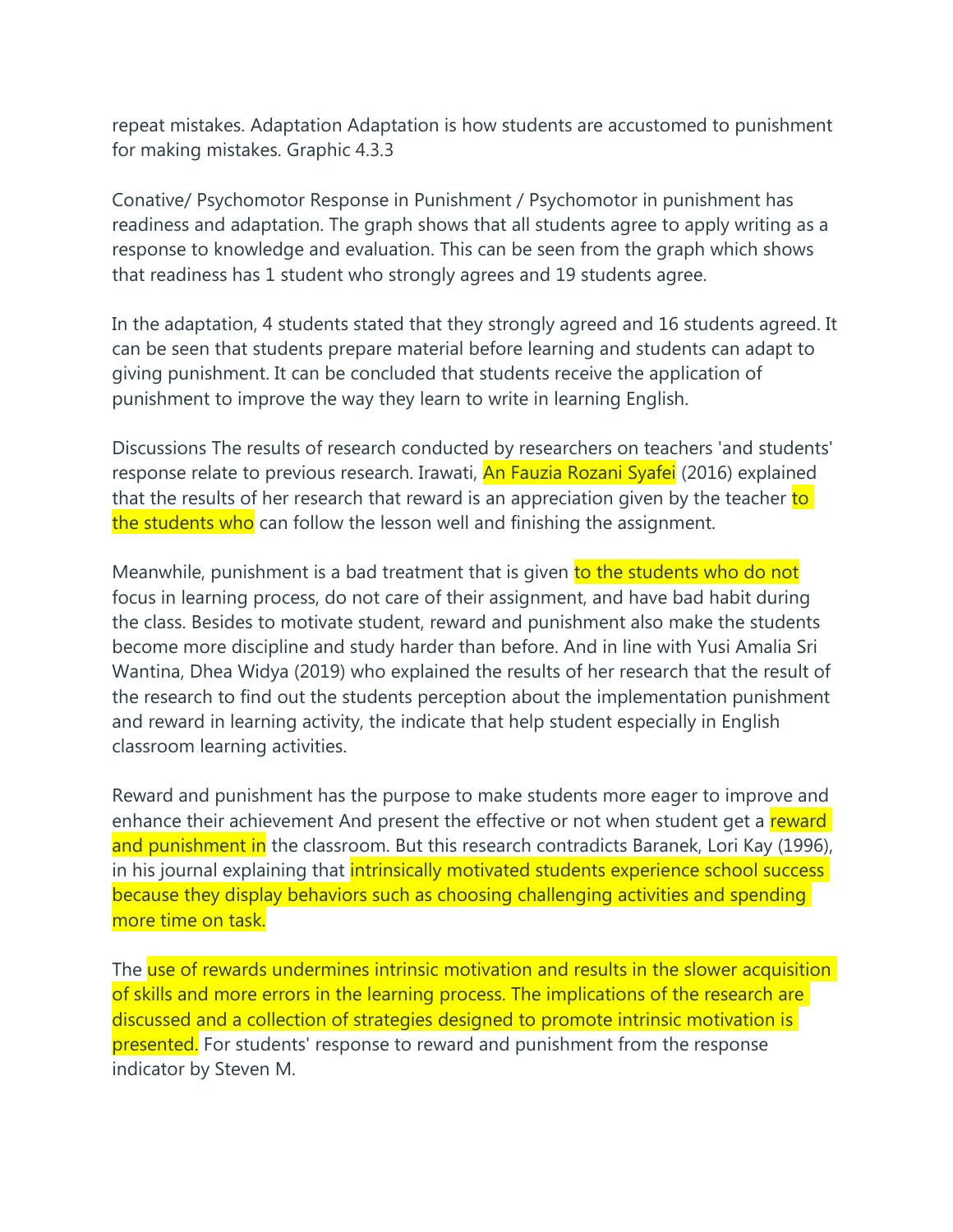repeat mistakes. Adaptation Adaptation is how students are accustomed to punishment for making mistakes. Graphic 4.3.3

Conative/ Psychomotor Response in Punishment / Psychomotor in punishment has readiness and adaptation. The graph shows that all students agree to apply writing as a response to knowledge and evaluation. This can be seen from the graph which shows that readiness has 1 student who strongly agrees and 19 students agree.

In the adaptation, 4 students stated that they strongly agreed and 16 students agreed. It can be seen that students prepare material before learning and students can adapt to giving punishment. It can be concluded that students receive the application of punishment to improve the way they learn to write in learning English.

Discussions The results of research conducted by researchers on teachers 'and students' response relate to previous research. Irawati, An Fauzia Rozani Syafei (2016) explained that the results of her research that reward is an appreciation given by the teacher to the students who can follow the lesson well and finishing the assignment.

Meanwhile, punishment is a bad treatment that is given to the students who do not focus in learning process, do not care of their assignment, and have bad habit during the class. Besides to motivate student, reward and punishment also make the students become more discipline and study harder than before. And in line with Yusi Amalia Sri Wantina, Dhea Widya (2019) who explained the results of her research that the result of the research to find out the students perception about the implementation punishment and reward in learning activity, the indicate that help student especially in English classroom learning activities.

Reward and punishment has the purpose to make students more eager to improve and enhance their achievement And present the effective or not when student get a reward and punishment in the classroom. But this research contradicts Baranek, Lori Kay (1996), in his journal explaining that intrinsically motivated students experience school success because they display behaviors such as choosing challenging activities and spending more time on task.

The use of rewards undermines intrinsic motivation and results in the slower acquisition of skills and more errors in the learning process. The implications of the research are discussed and a collection of strategies designed to promote intrinsic motivation is presented. For students' response to reward and punishment from the response indicator by Steven M.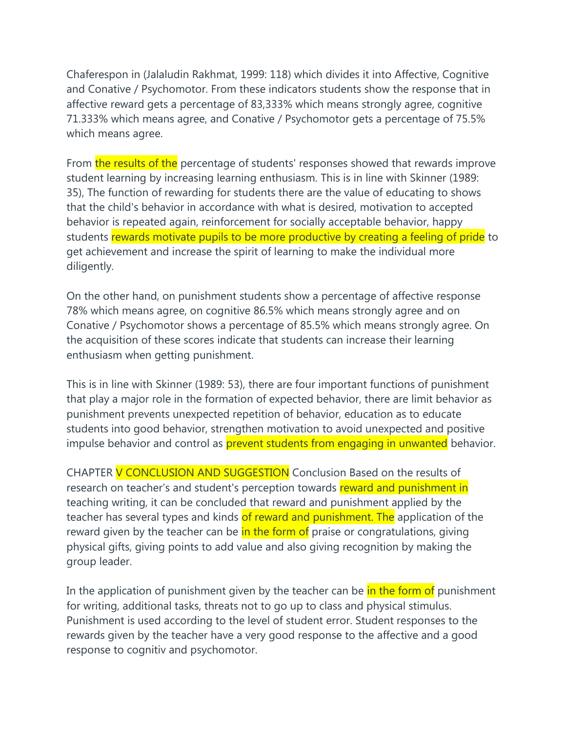Chaferespon in (Jalaludin Rakhmat, 1999: 118) which divides it into Affective, Cognitive and Conative / Psychomotor. From these indicators students show the response that in affective reward gets a percentage of 83,333% which means strongly agree, cognitive 71.333% which means agree, and Conative / Psychomotor gets a percentage of 75.5% which means agree.

From the results of the percentage of students' responses showed that rewards improve student learning by increasing learning enthusiasm. This is in line with Skinner (1989: 35), The function of rewarding for students there are the value of educating to shows that the child's behavior in accordance with what is desired, motivation to accepted behavior is repeated again, reinforcement for socially acceptable behavior, happy students rewards motivate pupils to be more productive by creating a feeling of pride to get achievement and increase the spirit of learning to make the individual more diligently.

On the other hand, on punishment students show a percentage of affective response 78% which means agree, on cognitive 86.5% which means strongly agree and on Conative / Psychomotor shows a percentage of 85.5% which means strongly agree. On the acquisition of these scores indicate that students can increase their learning enthusiasm when getting punishment.

This is in line with Skinner (1989: 53), there are four important functions of punishment that play a major role in the formation of expected behavior, there are limit behavior as punishment prevents unexpected repetition of behavior, education as to educate students into good behavior, strengthen motivation to avoid unexpected and positive impulse behavior and control as prevent students from engaging in unwanted behavior.

CHAPTER V CONCLUSION AND SUGGESTION Conclusion Based on the results of research on teacher's and student's perception towards reward and punishment in teaching writing, it can be concluded that reward and punishment applied by the teacher has several types and kinds of reward and punishment. The application of the reward given by the teacher can be in the form of praise or congratulations, giving physical gifts, giving points to add value and also giving recognition by making the group leader.

In the application of punishment given by the teacher can be in the form of punishment for writing, additional tasks, threats not to go up to class and physical stimulus. Punishment is used according to the level of student error. Student responses to the rewards given by the teacher have a very good response to the affective and a good response to cognitiv and psychomotor.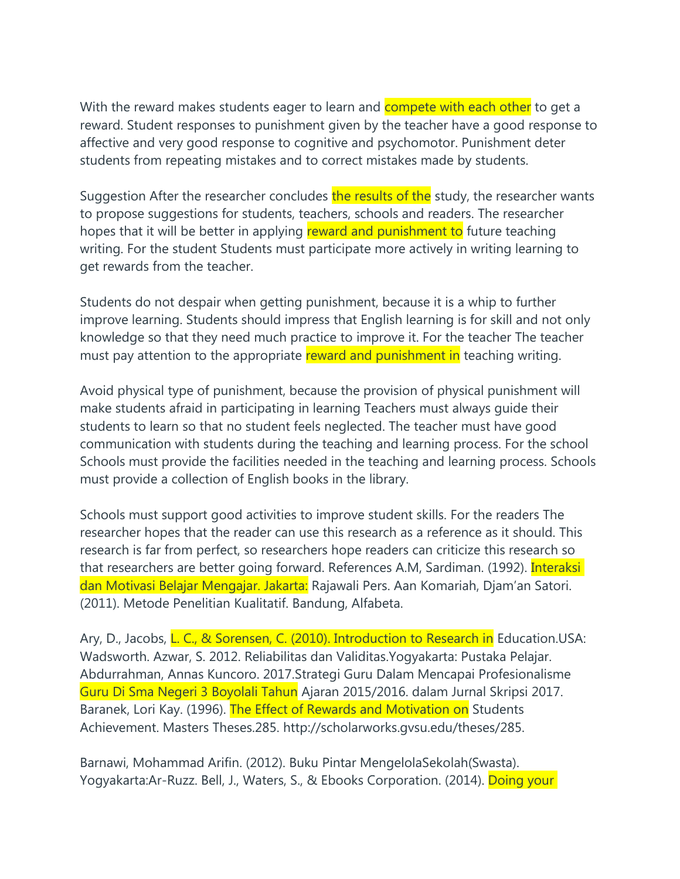With the reward makes students eager to learn and compete with each other to get a reward. Student responses to punishment given by the teacher have a good response to affective and very good response to cognitive and psychomotor. Punishment deter students from repeating mistakes and to correct mistakes made by students.

Suggestion After the researcher concludes the results of the study, the researcher wants to propose suggestions for students, teachers, schools and readers. The researcher hopes that it will be better in applying reward and punishment to future teaching writing. For the student Students must participate more actively in writing learning to get rewards from the teacher.

Students do not despair when getting punishment, because it is a whip to further improve learning. Students should impress that English learning is for skill and not only knowledge so that they need much practice to improve it. For the teacher The teacher must pay attention to the appropriate reward and punishment in teaching writing.

Avoid physical type of punishment, because the provision of physical punishment will make students afraid in participating in learning Teachers must always guide their students to learn so that no student feels neglected. The teacher must have good communication with students during the teaching and learning process. For the school Schools must provide the facilities needed in the teaching and learning process. Schools must provide a collection of English books in the library.

Schools must support good activities to improve student skills. For the readers The researcher hopes that the reader can use this research as a reference as it should. This research is far from perfect, so researchers hope readers can criticize this research so that researchers are better going forward. References A.M, Sardiman. (1992). Interaksi dan Motivasi Belajar Mengajar. Jakarta: Rajawali Pers. Aan Komariah, Djam'an Satori. (2011). Metode Penelitian Kualitatif. Bandung, Alfabeta.

Ary, D., Jacobs, L. C., & Sorensen, C. (2010). Introduction to Research in Education.USA: Wadsworth. Azwar, S. 2012. Reliabilitas dan Validitas.Yogyakarta: Pustaka Pelajar. Abdurrahman, Annas Kuncoro. 2017.Strategi Guru Dalam Mencapai Profesionalisme Guru Di Sma Negeri 3 Boyolali Tahun Ajaran 2015/2016. dalam Jurnal Skripsi 2017. Baranek, Lori Kay. (1996). The Effect of Rewards and Motivation on Students Achievement. Masters Theses.285. http://scholarworks.gvsu.edu/theses/285.

Barnawi, Mohammad Arifin. (2012). Buku Pintar MengelolaSekolah(Swasta). Yogyakarta:Ar-Ruzz. Bell, J., Waters, S., & Ebooks Corporation. (2014). Doing your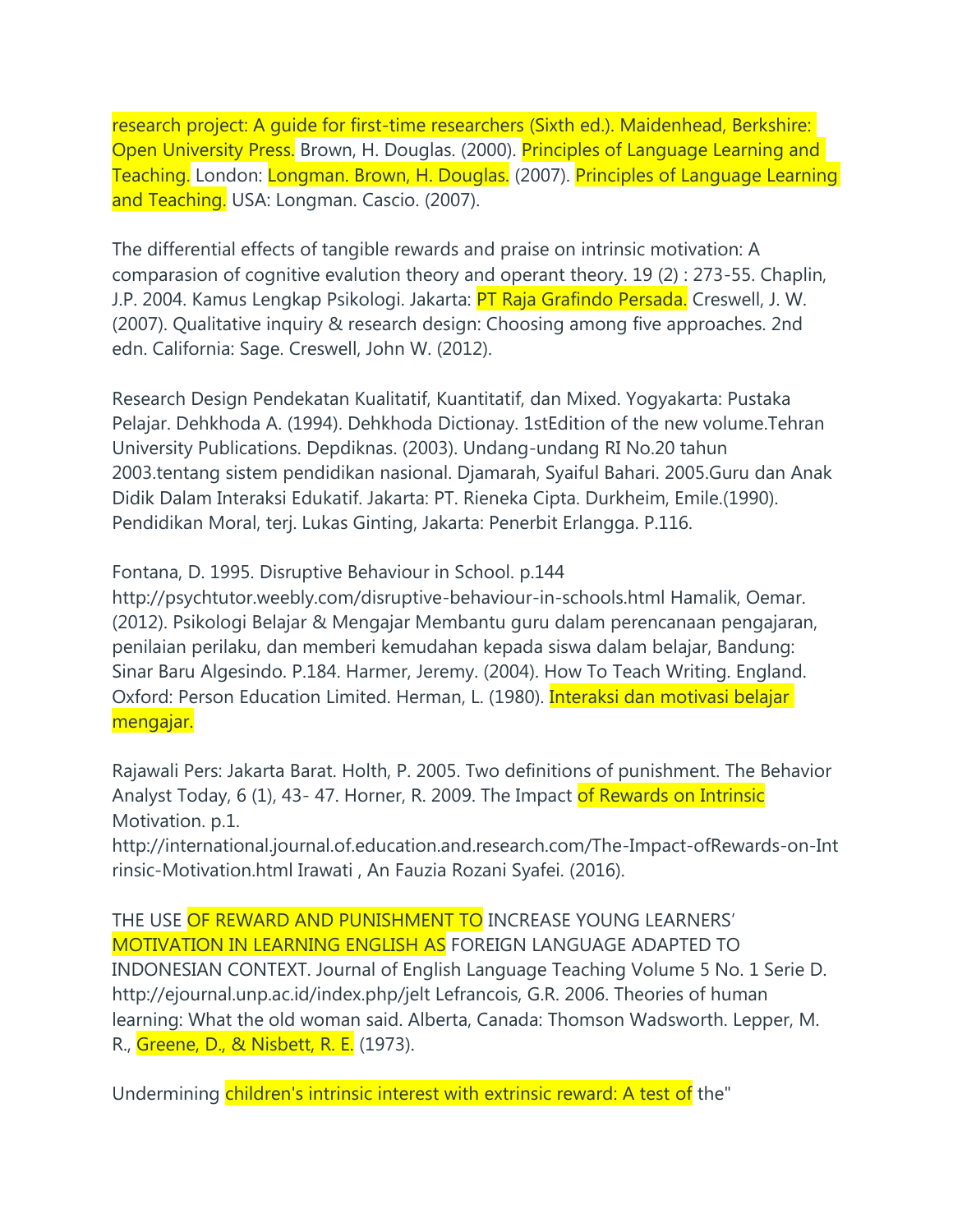research project: A guide for first-time researchers (Sixth ed.). Maidenhead, Berkshire: Open University Press. Brown, H. Douglas. (2000). Principles of Language Learning and Teaching. London: Longman. Brown, H. Douglas. (2007). Principles of Language Learning and Teaching. USA: Longman. Cascio. (2007).

The differential effects of tangible rewards and praise on intrinsic motivation: A comparasion of cognitive evalution theory and operant theory. 19 (2) : 273-55. Chaplin, J.P. 2004. Kamus Lengkap Psikologi. Jakarta: PT Raja Grafindo Persada. Creswell, J. W. (2007). Qualitative inquiry & research design: Choosing among five approaches. 2nd edn. California: Sage. Creswell, John W. (2012).

Research Design Pendekatan Kualitatif, Kuantitatif, dan Mixed. Yogyakarta: Pustaka Pelajar. Dehkhoda A. (1994). Dehkhoda Dictionay. 1stEdition of the new volume.Tehran University Publications. Depdiknas. (2003). Undang-undang RI No.20 tahun 2003.tentang sistem pendidikan nasional. Djamarah, Syaiful Bahari. 2005.Guru dan Anak Didik Dalam Interaksi Edukatif. Jakarta: PT. Rieneka Cipta. Durkheim, Emile.(1990). Pendidikan Moral, terj. Lukas Ginting, Jakarta: Penerbit Erlangga. P.116.

Fontana, D. 1995. Disruptive Behaviour in School. p.144 http://psychtutor.weebly.com/disruptive-behaviour-in-schools.html Hamalik, Oemar. (2012). Psikologi Belajar & Mengajar Membantu guru dalam perencanaan pengajaran, penilaian perilaku, dan memberi kemudahan kepada siswa dalam belajar, Bandung: Sinar Baru Algesindo. P.184. Harmer, Jeremy. (2004). How To Teach Writing. England. Oxford: Person Education Limited. Herman, L. (1980). Interaksi dan motivasi belajar mengajar.

Rajawali Pers: Jakarta Barat. Holth, P. 2005. Two definitions of punishment. The Behavior Analyst Today, 6 (1), 43- 47. Horner, R. 2009. The Impact of Rewards on Intrinsic Motivation. p.1. http://international.journal.of.education.and.research.com/The-Impact-ofRewards-on-Intrinsic-Motivation.html Irawati , An Fauzia Rozani Syafei. (2016).

THE USE OF REWARD AND PUNISHMENT TO INCREASE YOUNG LEARNERS' MOTIVATION IN LEARNING ENGLISH AS FOREIGN LANGUAGE ADAPTED TO INDONESIAN CONTEXT. Journal of English Language Teaching Volume 5 No. 1 Serie D. http://ejournal.unp.ac.id/index.php/jelt Lefrancois, G.R. 2006. Theories of human learning: What the old woman said. Alberta, Canada: Thomson Wadsworth. Lepper, M. R., Greene, D., & Nisbett, R. E. (1973).

Undermining children's intrinsic interest with extrinsic reward: A test of the"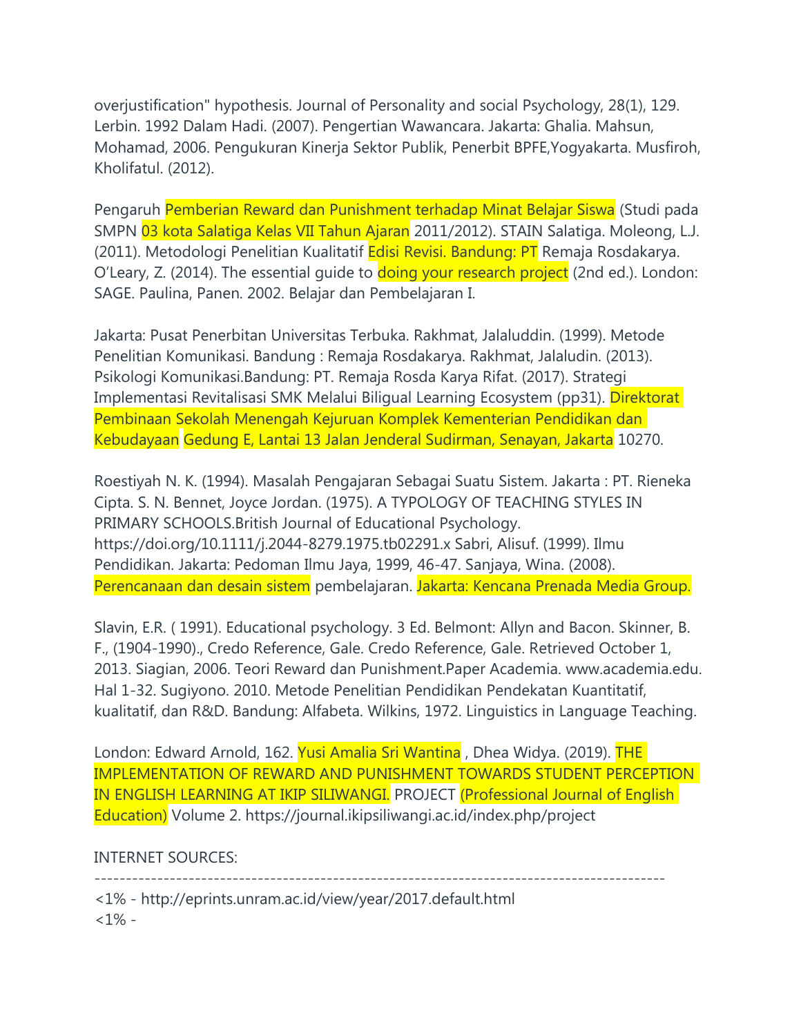overjustification" hypothesis. Journal of Personality and social Psychology, 28(1), 129. Lerbin. 1992 Dalam Hadi. (2007). Pengertian Wawancara. Jakarta: Ghalia. Mahsun, Mohamad, 2006. Pengukuran Kinerja Sektor Publik, Penerbit BPFE,Yogyakarta. Musfiroh, Kholifatul. (2012).

Pengaruh Pemberian Reward dan Punishment terhadap Minat Belajar Siswa (Studi pada SMPN 03 kota Salatiga Kelas VII Tahun Ajaran 2011/2012). STAIN Salatiga. Moleong, L.J. (2011). Metodologi Penelitian Kualitatif Edisi Revisi. Bandung: PT Remaja Rosdakarya. O'Leary, Z. (2014). The essential guide to doing your research project (2nd ed.). London: SAGE. Paulina, Panen. 2002. Belajar dan Pembelajaran I.

Jakarta: Pusat Penerbitan Universitas Terbuka. Rakhmat, Jalaluddin. (1999). Metode Penelitian Komunikasi. Bandung : Remaja Rosdakarya. Rakhmat, Jalaludin. (2013). Psikologi Komunikasi.Bandung: PT. Remaja Rosda Karya Rifat. (2017). Strategi Implementasi Revitalisasi SMK Melalui Biligual Learning Ecosystem (pp31). Direktorat Pembinaan Sekolah Menengah Kejuruan Komplek Kementerian Pendidikan dan Kebudayaan Gedung E, Lantai 13 Jalan Jenderal Sudirman, Senayan, Jakarta 10270.

Roestiyah N. K. (1994). Masalah Pengajaran Sebagai Suatu Sistem. Jakarta : PT. Rieneka Cipta. S. N. Bennet, Joyce Jordan. (1975). A TYPOLOGY OF TEACHING STYLES IN PRIMARY SCHOOLS.British Journal of Educational Psychology. https://doi.org/10.1111/j.2044-8279.1975.tb02291.x Sabri, Alisuf. (1999). Ilmu Pendidikan. Jakarta: Pedoman Ilmu Jaya, 1999, 46-47. Sanjaya, Wina. (2008). Perencanaan dan desain sistem pembelajaran. Jakarta: Kencana Prenada Media Group.

Slavin, E.R. ( 1991). Educational psychology. 3 Ed. Belmont: Allyn and Bacon. Skinner, B. F., (1904-1990)., Credo Reference, Gale. Credo Reference, Gale. Retrieved October 1, 2013. Siagian, 2006. Teori Reward dan Punishment.Paper Academia. www.academia.edu. Hal 1-32. Sugiyono. 2010. Metode Penelitian Pendidikan Pendekatan Kuantitatif, kualitatif, dan R&D. Bandung: Alfabeta. Wilkins, 1972. Linguistics in Language Teaching.

London: Edward Arnold, 162. Yusi Amalia Sri Wantina , Dhea Widya. (2019). THE IMPLEMENTATION OF REWARD AND PUNISHMENT TOWARDS STUDENT PERCEPTION IN ENGLISH LEARNING AT IKIP SILIWANGI. PROJECT (Professional Journal of English Education) Volume 2. https://journal.ikipsiliwangi.ac.id/index.php/project

INTERNET SOURCES:

-------------------------------------------------------------------------------------------

<1% - http://eprints.unram.ac.id/view/year/2017.default.html

<1% -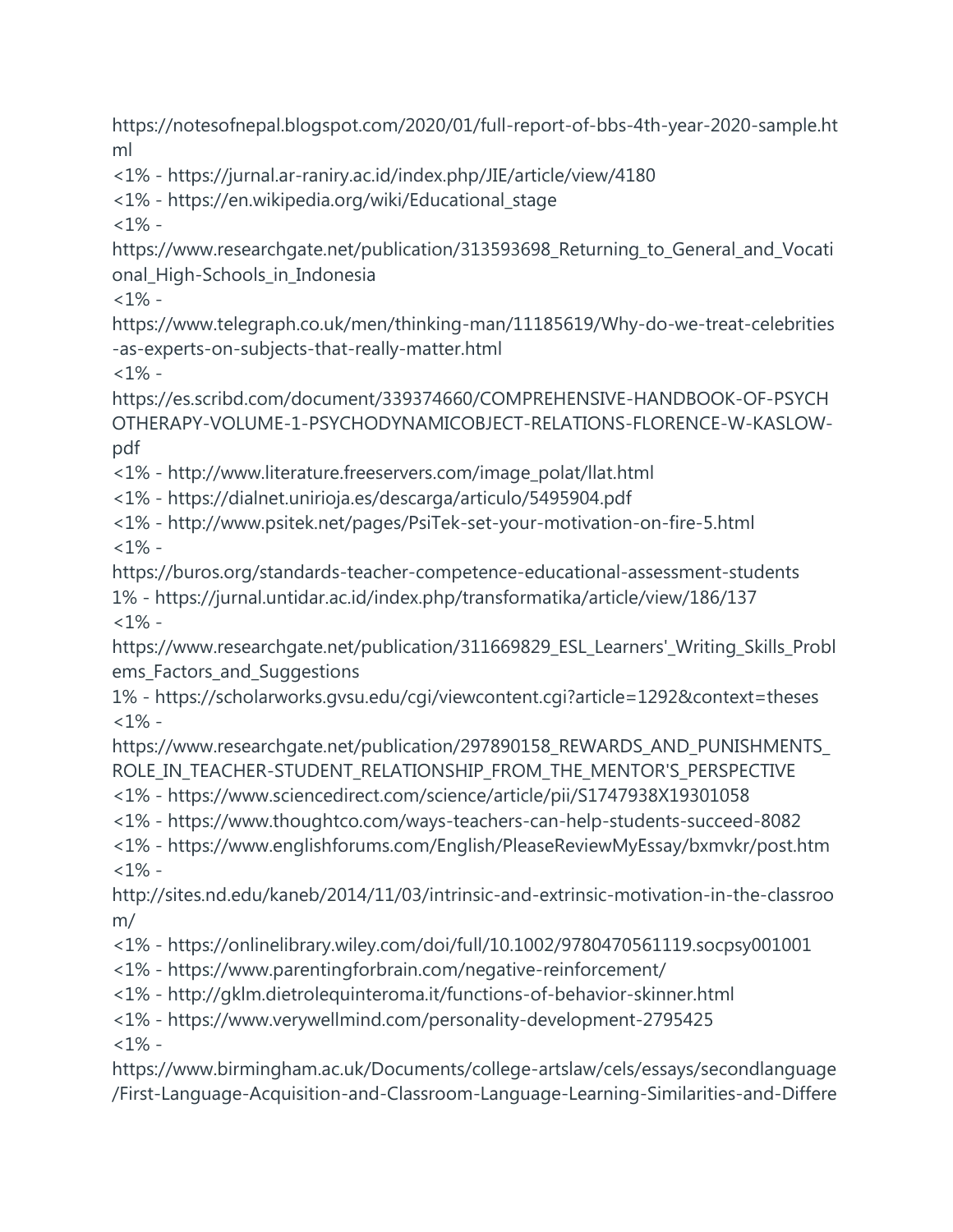https://notesofnepal.blogspot.com/2020/01/full-report-of-bbs-4th-year-2020-sample.html

<1% - https://jurnal.ar-raniry.ac.id/index.php/JIE/article/view/4180

<1% - https://en.wikipedia.org/wiki/Educational_stage

<1% - https://www.researchgate.net/publication/313593698_Returning_to_General_and_Vocational_High-Schools_in_Indonesia

<1% - https://www.telegraph.co.uk/men/thinking-man/11185619/Why-do-we-treat-celebrities-as-experts-on-subjects-that-really-matter.html

<1% - https://es.scribd.com/document/339374660/COMPREHENSIVE-HANDBOOK-OF-PSYCHOTHERAPY-VOLUME-1-PSYCHODYNAMICOBJECT-RELATIONS-FLORENCE-W-KASLOW-pdf

<1% - http://www.literature.freeservers.com/image_polat/llat.html

<1% - https://dialnet.unirioja.es/descarga/articulo/5495904.pdf

<1% - http://www.psitek.net/pages/PsiTek-set-your-motivation-on-fire-5.html

<1% - https://buros.org/standards-teacher-competence-educational-assessment-students

1% - https://jurnal.untidar.ac.id/index.php/transformatika/article/view/186/137

<1% - https://www.researchgate.net/publication/311669829_ESL_Learners'_Writing_Skills_Problems_Factors_and_Suggestions

1% - https://scholarworks.gvsu.edu/cgi/viewcontent.cgi?article=1292&context=theses

<1% - https://www.researchgate.net/publication/297890158_REWARDS_AND_PUNISHMENTS_ROLE_IN_TEACHER-STUDENT_RELATIONSHIP_FROM_THE_MENTOR'S_PERSPECTIVE

<1% - https://www.sciencedirect.com/science/article/pii/S1747938X19301058

<1% - https://www.thoughtco.com/ways-teachers-can-help-students-succeed-8082

<1% - https://www.englishforums.com/English/PleaseReviewMyEssay/bxmvkr/post.htm

<1% - http://sites.nd.edu/kaneb/2014/11/03/intrinsic-and-extrinsic-motivation-in-the-classroom/

<1% - https://onlinelibrary.wiley.com/doi/full/10.1002/9780470561119.socpsy001001

<1% - https://www.parentingforbrain.com/negative-reinforcement/

<1% - http://gklm.dietrolequinteroma.it/functions-of-behavior-skinner.html

<1% - https://www.verywellmind.com/personality-development-2795425

<1% - https://www.birmingham.ac.uk/Documents/college-artslaw/cels/essays/secondlanguage/First-Language-Acquisition-and-Classroom-Language-Learning-Similarities-and-Differe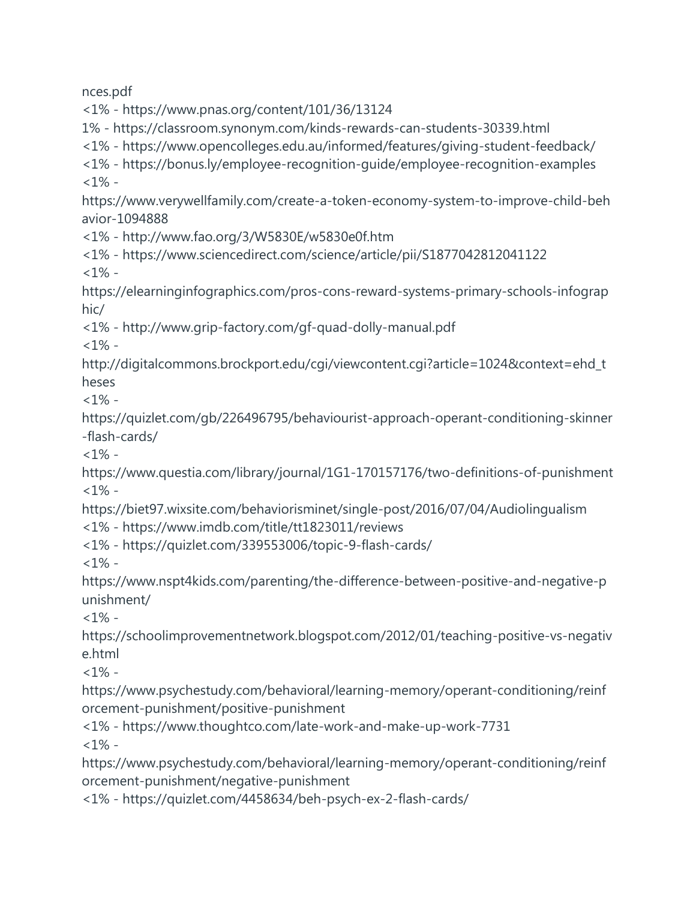nces.pdf
<1% - https://www.pnas.org/content/101/36/13124
1% - https://classroom.synonym.com/kinds-rewards-can-students-30339.html
<1% - https://www.opencolleges.edu.au/informed/features/giving-student-feedback/
<1% - https://bonus.ly/employee-recognition-guide/employee-recognition-examples
<1% - https://www.verywellfamily.com/create-a-token-economy-system-to-improve-child-behavior-1094888
<1% - http://www.fao.org/3/W5830E/w5830e0f.htm
<1% - https://www.sciencedirect.com/science/article/pii/S1877042812041122
<1% - https://elearninginfographics.com/pros-cons-reward-systems-primary-schools-infographic/
<1% - http://www.grip-factory.com/gf-quad-dolly-manual.pdf
<1% - http://digitalcommons.brockport.edu/cgi/viewcontent.cgi?article=1024&context=ehd_theses
<1% - https://quizlet.com/gb/226496795/behaviourist-approach-operant-conditioning-skinner-flash-cards/
<1% - https://www.questia.com/library/journal/1G1-170157176/two-definitions-of-punishment
<1% - https://biet97.wixsite.com/behaviorisminet/single-post/2016/07/04/Audiolingualism
<1% - https://www.imdb.com/title/tt1823011/reviews
<1% - https://quizlet.com/339553006/topic-9-flash-cards/
<1% - https://www.nspt4kids.com/parenting/the-difference-between-positive-and-negative-punishment/
<1% - https://schoolimprovementnetwork.blogspot.com/2012/01/teaching-positive-vs-negative.html
<1% - https://www.psychestudy.com/behavioral/learning-memory/operant-conditioning/reinforcement-punishment/positive-punishment
<1% - https://www.thoughtco.com/late-work-and-make-up-work-7731
<1% - https://www.psychestudy.com/behavioral/learning-memory/operant-conditioning/reinforcement-punishment/negative-punishment
<1% - https://quizlet.com/4458634/beh-psych-ex-2-flash-cards/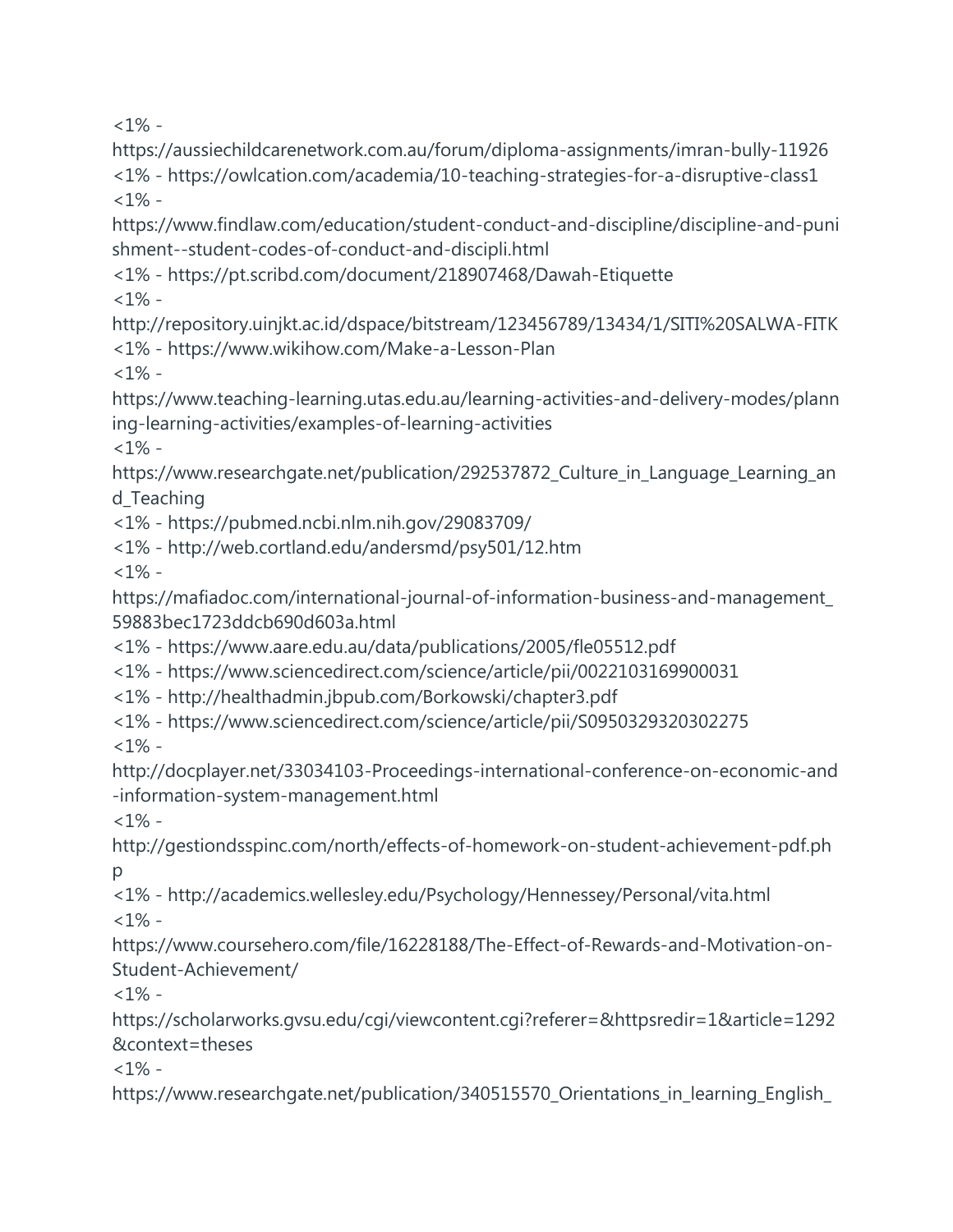<1% - https://aussiechildcarenetwork.com.au/forum/diploma-assignments/imran-bully-11926
<1% - https://owlcation.com/academia/10-teaching-strategies-for-a-disruptive-class1
<1% - https://www.findlaw.com/education/student-conduct-and-discipline/discipline-and-punishment--student-codes-of-conduct-and-discipli.html
<1% - https://pt.scribd.com/document/218907468/Dawah-Etiquette
<1% - http://repository.uinjkt.ac.id/dspace/bitstream/123456789/13434/1/SITI%20SALWA-FITK
<1% - https://www.wikihow.com/Make-a-Lesson-Plan
<1% - https://www.teaching-learning.utas.edu.au/learning-activities-and-delivery-modes/planning-learning-activities/examples-of-learning-activities
<1% - https://www.researchgate.net/publication/292537872_Culture_in_Language_Learning_and_Teaching
<1% - https://pubmed.ncbi.nlm.nih.gov/29083709/
<1% - http://web.cortland.edu/andersmd/psy501/12.htm
<1% - https://mafiadoc.com/international-journal-of-information-business-and-management_59883bec1723ddcb690d603a.html
<1% - https://www.aare.edu.au/data/publications/2005/fle05512.pdf
<1% - https://www.sciencedirect.com/science/article/pii/0022103169900031
<1% - http://healthadmin.jbpub.com/Borkowski/chapter3.pdf
<1% - https://www.sciencedirect.com/science/article/pii/S0950329320302275
<1% - http://docplayer.net/33034103-Proceedings-international-conference-on-economic-and-information-system-management.html
<1% - http://gestiondsspinc.com/north/effects-of-homework-on-student-achievement-pdf.php
<1% - http://academics.wellesley.edu/Psychology/Hennessey/Personal/vita.html
<1% - https://www.coursehero.com/file/16228188/The-Effect-of-Rewards-and-Motivation-on-Student-Achievement/
<1% - https://scholarworks.gvsu.edu/cgi/viewcontent.cgi?referer=&httpsredir=1&article=1292&context=theses
<1% - https://www.researchgate.net/publication/340515570_Orientations_in_learning_English_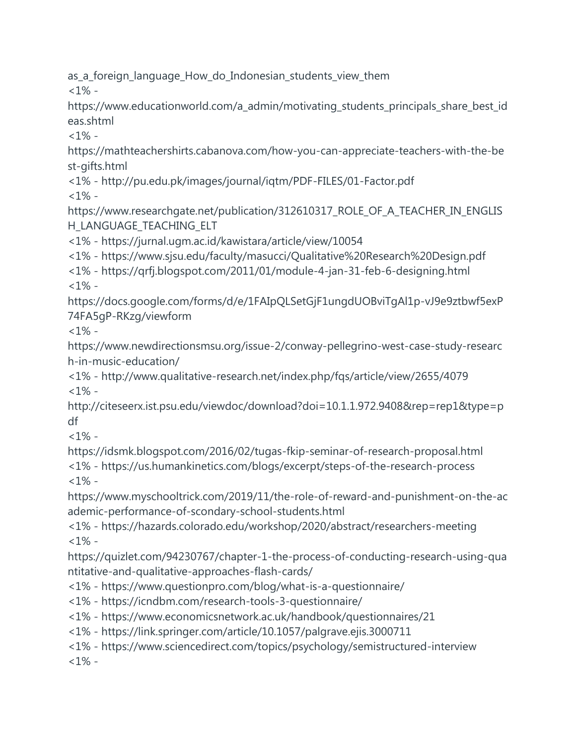as_a_foreign_language_How_do_Indonesian_students_view_them
<1% -
https://www.educationworld.com/a_admin/motivating_students_principals_share_best_ideas.shtml
<1% -
https://mathteachershirts.cabanova.com/how-you-can-appreciate-teachers-with-the-best-gifts.html
<1% - http://pu.edu.pk/images/journal/iqtm/PDF-FILES/01-Factor.pdf
<1% -
https://www.researchgate.net/publication/312610317_ROLE_OF_A_TEACHER_IN_ENGLISH_LANGUAGE_TEACHING_ELT
<1% - https://jurnal.ugm.ac.id/kawistara/article/view/10054
<1% - https://www.sjsu.edu/faculty/masucci/Qualitative%20Research%20Design.pdf
<1% - https://qrfj.blogspot.com/2011/01/module-4-jan-31-feb-6-designing.html
<1% -
https://docs.google.com/forms/d/e/1FAIpQLSetGjF1ungdUOBviTgAl1p-vJ9e9ztbwf5exP74FA5gP-RKzg/viewform
<1% -
https://www.newdirectionsmsu.org/issue-2/conway-pellegrino-west-case-study-research-in-music-education/
<1% - http://www.qualitative-research.net/index.php/fqs/article/view/2655/4079
<1% -
http://citeseerx.ist.psu.edu/viewdoc/download?doi=10.1.1.972.9408&rep=rep1&type=pdf
<1% -
https://idsmk.blogspot.com/2016/02/tugas-fkip-seminar-of-research-proposal.html
<1% - https://us.humankinetics.com/blogs/excerpt/steps-of-the-research-process
<1% -
https://www.myschooltrick.com/2019/11/the-role-of-reward-and-punishment-on-the-academic-performance-of-scondary-school-students.html
<1% - https://hazards.colorado.edu/workshop/2020/abstract/researchers-meeting
<1% -
https://quizlet.com/94230767/chapter-1-the-process-of-conducting-research-using-quantitative-and-qualitative-approaches-flash-cards/
<1% - https://www.questionpro.com/blog/what-is-a-questionnaire/
<1% - https://icndbm.com/research-tools-3-questionnaire/
<1% - https://www.economicsnetwork.ac.uk/handbook/questionnaires/21
<1% - https://link.springer.com/article/10.1057/palgrave.ejis.3000711
<1% - https://www.sciencedirect.com/topics/psychology/semistructured-interview
<1% -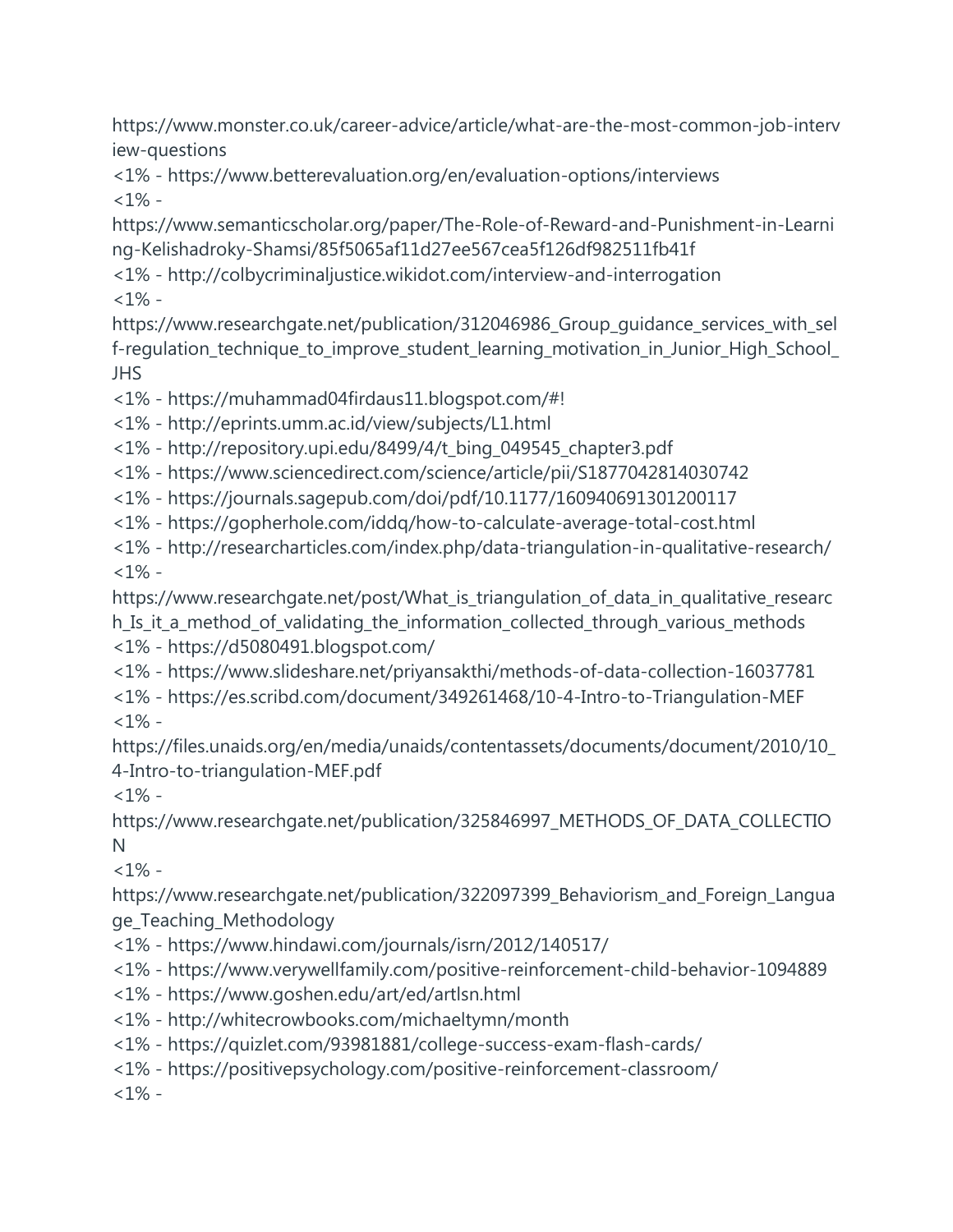https://www.monster.co.uk/career-advice/article/what-are-the-most-common-job-interview-questions

<1% - https://www.betterevaluation.org/en/evaluation-options/interviews

<1% - https://www.semanticscholar.org/paper/The-Role-of-Reward-and-Punishment-in-Learning-Kelishadroky-Shamsi/85f5065af11d27ee567cea5f126df982511fb41f

<1% - http://colbycriminaljustice.wikidot.com/interview-and-interrogation

<1% - https://www.researchgate.net/publication/312046986_Group_guidance_services_with_self-regulation_technique_to_improve_student_learning_motivation_in_Junior_High_School_JHS

<1% - https://muhammad04firdaus11.blogspot.com/#!

<1% - http://eprints.umm.ac.id/view/subjects/L1.html

<1% - http://repository.upi.edu/8499/4/t_bing_049545_chapter3.pdf

<1% - https://www.sciencedirect.com/science/article/pii/S1877042814030742

<1% - https://journals.sagepub.com/doi/pdf/10.1177/160940691301200117

<1% - https://gopherhole.com/iddq/how-to-calculate-average-total-cost.html

<1% - http://researcharticles.com/index.php/data-triangulation-in-qualitative-research/

<1% - https://www.researchgate.net/post/What_is_triangulation_of_data_in_qualitative_research_Is_it_a_method_of_validating_the_information_collected_through_various_methods

<1% - https://d5080491.blogspot.com/

<1% - https://www.slideshare.net/priyansakthi/methods-of-data-collection-16037781

<1% - https://es.scribd.com/document/349261468/10-4-Intro-to-Triangulation-MEF

<1% - https://files.unaids.org/en/media/unaids/contentassets/documents/document/2010/10_4-Intro-to-triangulation-MEF.pdf

<1% - https://www.researchgate.net/publication/325846997_METHODS_OF_DATA_COLLECTION

<1% - https://www.researchgate.net/publication/322097399_Behaviorism_and_Foreign_Language_Teaching_Methodology

<1% - https://www.hindawi.com/journals/isrn/2012/140517/

<1% - https://www.verywellfamily.com/positive-reinforcement-child-behavior-1094889

<1% - https://www.goshen.edu/art/ed/artlsn.html

<1% - http://whitecrowbooks.com/michaeltymn/month

<1% - https://quizlet.com/93981881/college-success-exam-flash-cards/

<1% - https://positivepsychology.com/positive-reinforcement-classroom/

<1% -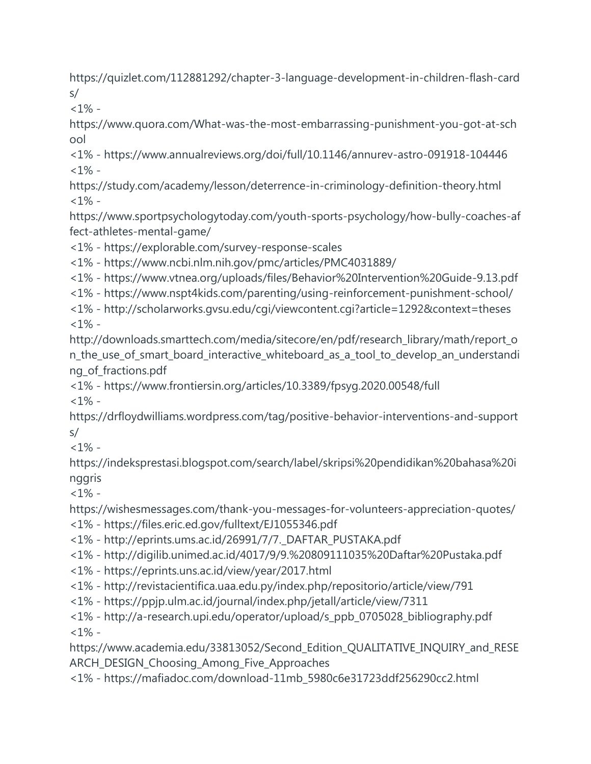https://quizlet.com/112881292/chapter-3-language-development-in-children-flash-cards/
<1% - https://www.quora.com/What-was-the-most-embarrassing-punishment-you-got-at-school
<1% - https://www.annualreviews.org/doi/full/10.1146/annurev-astro-091918-104446
<1% - https://study.com/academy/lesson/deterrence-in-criminology-definition-theory.html
<1% - https://www.sportpsychologytoday.com/youth-sports-psychology/how-bully-coaches-affect-athletes-mental-game/
<1% - https://explorable.com/survey-response-scales
<1% - https://www.ncbi.nlm.nih.gov/pmc/articles/PMC4031889/
<1% - https://www.vtnea.org/uploads/files/Behavior%20Intervention%20Guide-9.13.pdf
<1% - https://www.nspt4kids.com/parenting/using-reinforcement-punishment-school/
<1% - http://scholarworks.gvsu.edu/cgi/viewcontent.cgi?article=1292&context=theses
<1% - http://downloads.smarttech.com/media/sitecore/en/pdf/research_library/math/report_on_the_use_of_smart_board_interactive_whiteboard_as_a_tool_to_develop_an_understanding_of_fractions.pdf
<1% - https://www.frontiersin.org/articles/10.3389/fpsyg.2020.00548/full
<1% - https://drfloydwilliams.wordpress.com/tag/positive-behavior-interventions-and-supports/
<1% - https://indeksprestasi.blogspot.com/search/label/skripsi%20pendidikan%20bahasa%20inggris
<1% - https://wishesmessages.com/thank-you-messages-for-volunteers-appreciation-quotes/
<1% - https://files.eric.ed.gov/fulltext/EJ1055346.pdf
<1% - http://eprints.ums.ac.id/26991/7/7._DAFTAR_PUSTAKA.pdf
<1% - http://digilib.unimed.ac.id/4017/9/9.%20809111035%20Daftar%20Pustaka.pdf
<1% - https://eprints.uns.ac.id/view/year/2017.html
<1% - http://revistacientifica.uaa.edu.py/index.php/repositorio/article/view/791
<1% - https://ppjp.ulm.ac.id/journal/index.php/jetall/article/view/7311
<1% - http://a-research.upi.edu/operator/upload/s_ppb_0705028_bibliography.pdf
<1% - https://www.academia.edu/33813052/Second_Edition_QUALITATIVE_INQUIRY_and_RESEARCH_DESIGN_Choosing_Among_Five_Approaches
<1% - https://mafiadoc.com/download-11mb_5980c6e31723ddf256290cc2.html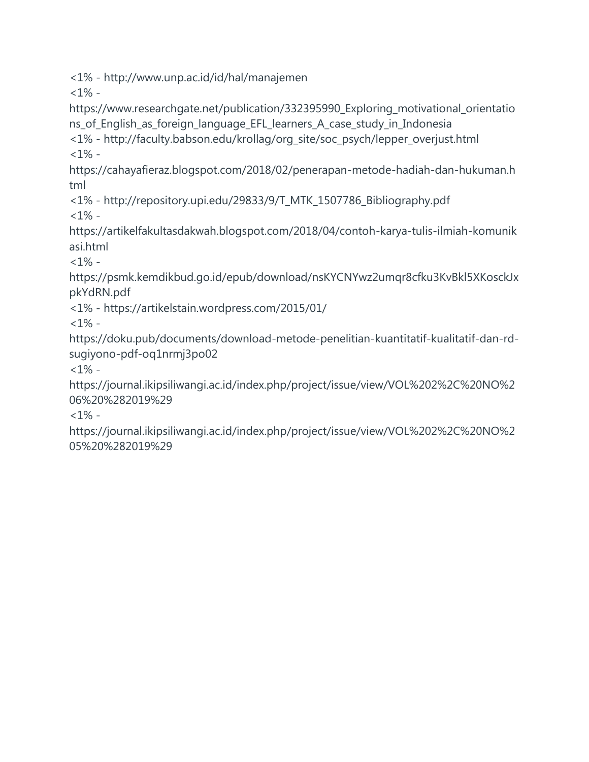<1% - http://www.unp.ac.id/id/hal/manajemen

<1% - https://www.researchgate.net/publication/332395990_Exploring_motivational_orientations_of_English_as_foreign_language_EFL_learners_A_case_study_in_Indonesia

<1% - http://faculty.babson.edu/krollag/org_site/soc_psych/lepper_overjust.html

<1% - https://cahayafieraz.blogspot.com/2018/02/penerapan-metode-hadiah-dan-hukuman.html

<1% - http://repository.upi.edu/29833/9/T_MTK_1507786_Bibliography.pdf

<1% - https://artikelfakultasdakwah.blogspot.com/2018/04/contoh-karya-tulis-ilmiah-komunikasi.html

<1% - https://psmk.kemdikbud.go.id/epub/download/nsKYCNYwz2umqr8cfku3KvBkl5XKosckJxpkYdRN.pdf

<1% - https://artikelstain.wordpress.com/2015/01/

<1% - https://doku.pub/documents/download-metode-penelitian-kuantitatif-kualitatif-dan-rd-sugiyono-pdf-oq1nrmj3po02

<1% - https://journal.ikipsiliwangi.ac.id/index.php/project/issue/view/VOL%202%2C%20NO%206%20%282019%29

<1% - https://journal.ikipsiliwangi.ac.id/index.php/project/issue/view/VOL%202%2C%20NO%205%20%282019%29